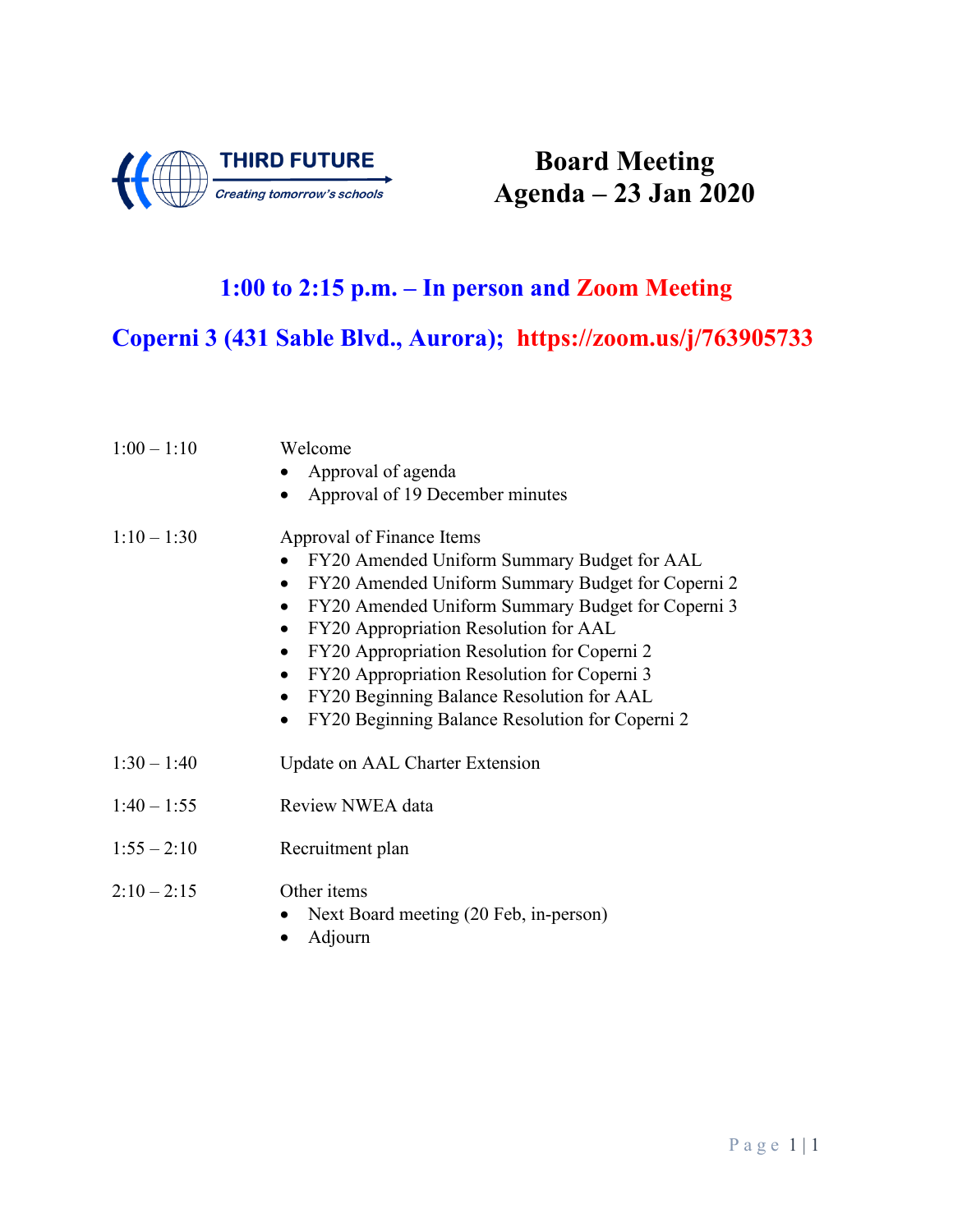THIRD FUTURE

*Creating tomorrow's schools*

# Board Meeting
# Agenda – 23 Jan 2020

## 1:00 to 2:15 p.m. – In person and Zoom Meeting

## Coperni 3 (431 Sable Blvd., Aurora); https://zoom.us/j/763905733

| | |
|---|---|
| 1:00 – 1:10 | Welcome<br>• Approval of agenda<br>• Approval of 19 December minutes |
| 1:10 – 1:30 | Approval of Finance Items<br>• FY20 Amended Uniform Summary Budget for AAL<br>• FY20 Amended Uniform Summary Budget for Coperni 2<br>• FY20 Amended Uniform Summary Budget for Coperni 3<br>• FY20 Appropriation Resolution for AAL<br>• FY20 Appropriation Resolution for Coperni 2<br>• FY20 Appropriation Resolution for Coperni 3<br>• FY20 Beginning Balance Resolution for AAL<br>• FY20 Beginning Balance Resolution for Coperni 2 |
| 1:30 – 1:40 | Update on AAL Charter Extension |
| 1:40 – 1:55 | Review NWEA data |
| 1:55 – 2:10 | Recruitment plan |
| 2:10 – 2:15 | Other items<br>• Next Board meeting (20 Feb, in-person)<br>• Adjourn |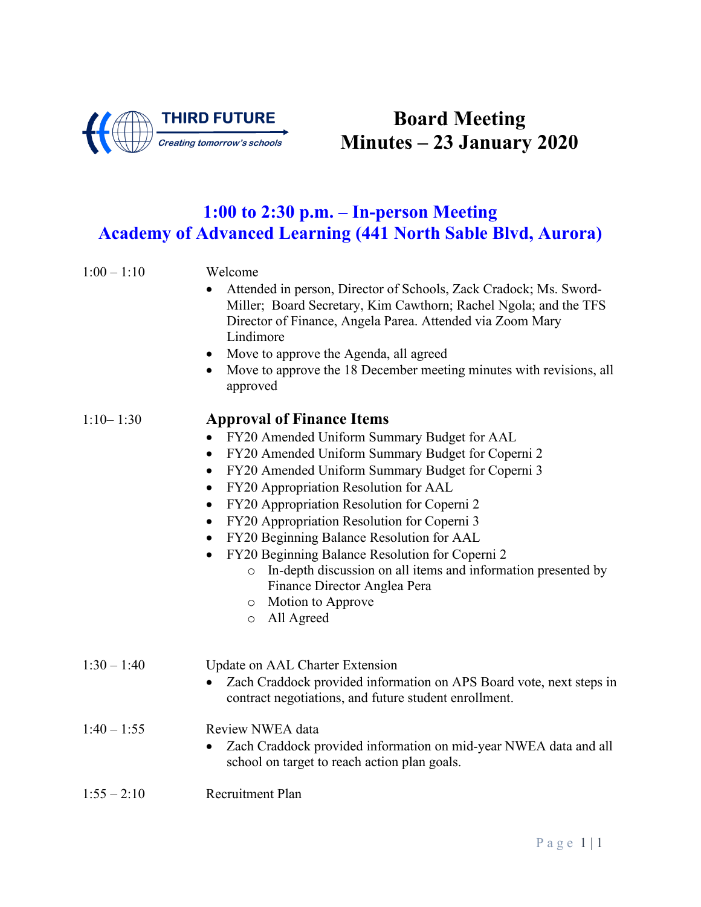THIRD FUTURE
*Creating tomorrow's schools*

# Board Meeting
# Minutes – 23 January 2020

## 1:00 to 2:30 p.m. – In-person Meeting
## Academy of Advanced Learning (441 North Sable Blvd, Aurora)

1:00 – 1:10 Welcome

- Attended in person, Director of Schools, Zack Cradock; Ms. Sword-Miller; Board Secretary, Kim Cawthorn; Rachel Ngola; and the TFS Director of Finance, Angela Parea. Attended via Zoom Mary Lindimore
- Move to approve the Agenda, all agreed
- Move to approve the 18 December meeting minutes with revisions, all approved

1:10– 1:30 **Approval of Finance Items**

- FY20 Amended Uniform Summary Budget for AAL
- FY20 Amended Uniform Summary Budget for Coperni 2
- FY20 Amended Uniform Summary Budget for Coperni 3
- FY20 Appropriation Resolution for AAL
- FY20 Appropriation Resolution for Coperni 2
- FY20 Appropriation Resolution for Coperni 3
- FY20 Beginning Balance Resolution for AAL
- FY20 Beginning Balance Resolution for Coperni 2
  - In-depth discussion on all items and information presented by Finance Director Anglea Pera
  - Motion to Approve
  - All Agreed

1:30 – 1:40 Update on AAL Charter Extension

- Zach Craddock provided information on APS Board vote, next steps in contract negotiations, and future student enrollment.

1:40 – 1:55 Review NWEA data

- Zach Craddock provided information on mid-year NWEA data and all school on target to reach action plan goals.

1:55 – 2:10 Recruitment Plan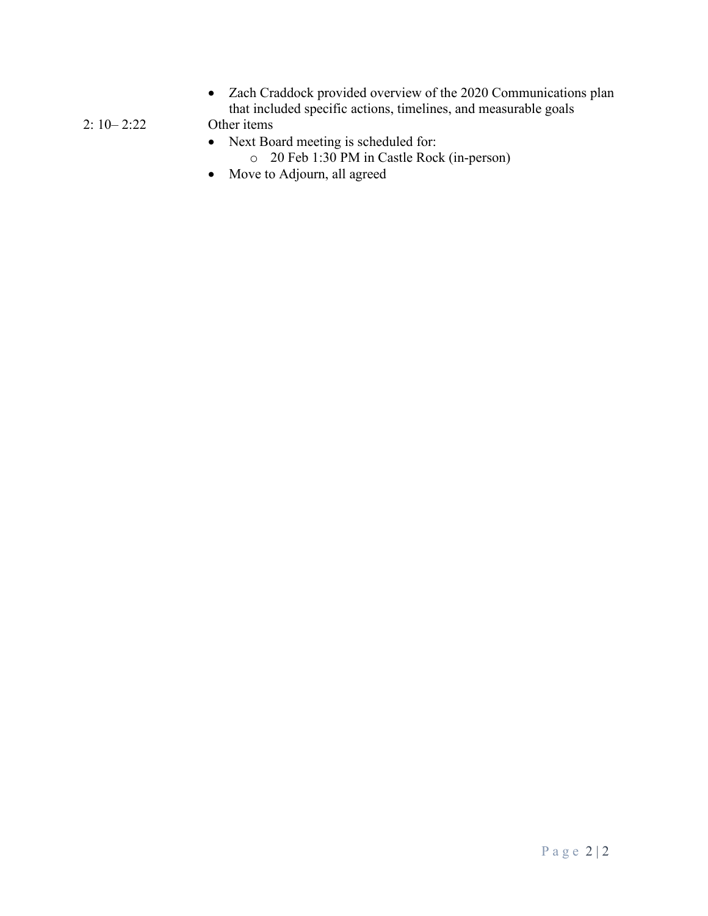- Zach Craddock provided overview of the 2020 Communications plan that included specific actions, timelines, and measurable goals

2: 10– 2:22 Other items

- Next Board meeting is scheduled for:
    - 20 Feb 1:30 PM in Castle Rock (in-person)
- Move to Adjourn, all agreed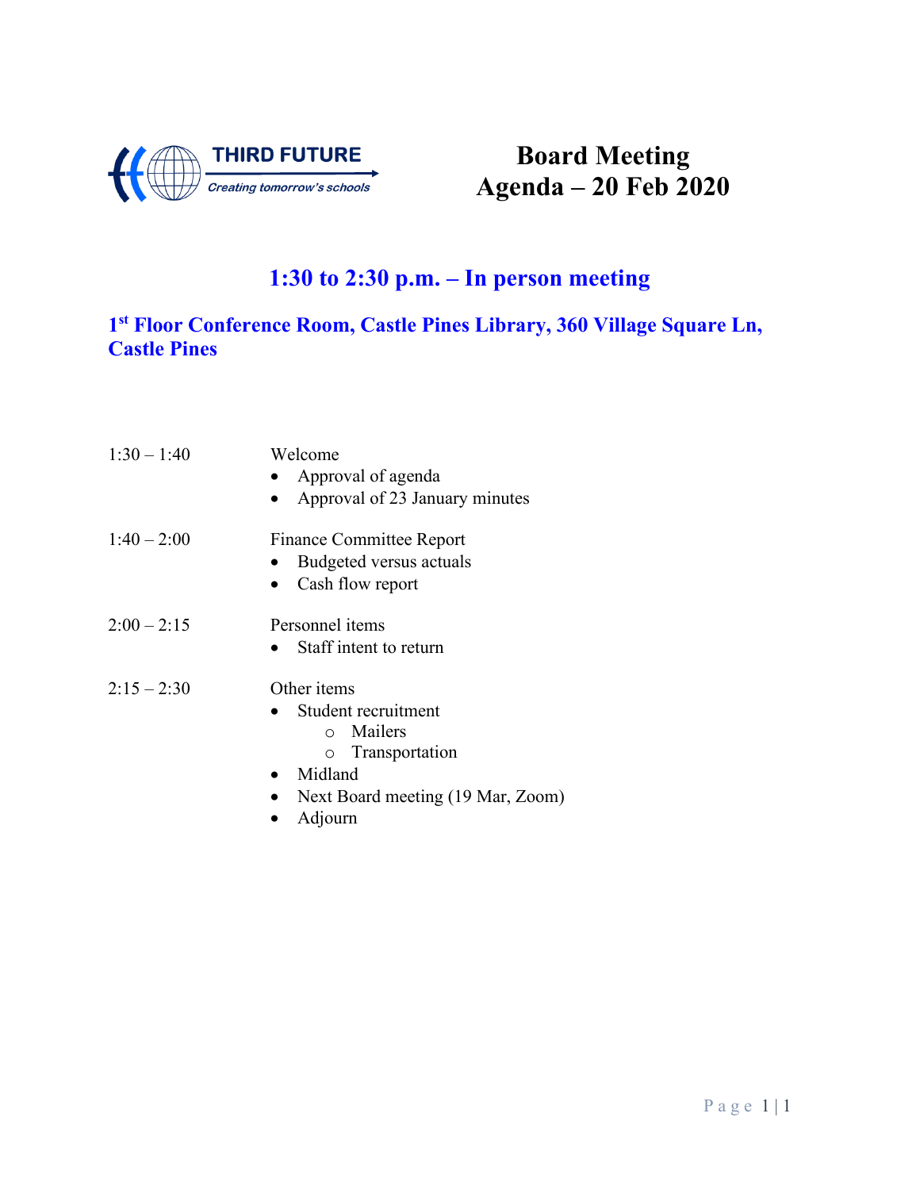THIRD FUTURE
*Creating tomorrow's schools*

# Board Meeting Agenda – 20 Feb 2020

## 1:30 to 2:30 p.m. – In person meeting

### 1st Floor Conference Room, Castle Pines Library, 360 Village Square Ln, Castle Pines

1:30 – 1:40 Welcome
- Approval of agenda
- Approval of 23 January minutes

1:40 – 2:00 Finance Committee Report
- Budgeted versus actuals
- Cash flow report

2:00 – 2:15 Personnel items
- Staff intent to return

2:15 – 2:30 Other items
- Student recruitment
  - Mailers
  - Transportation
- Midland
- Next Board meeting (19 Mar, Zoom)
- Adjourn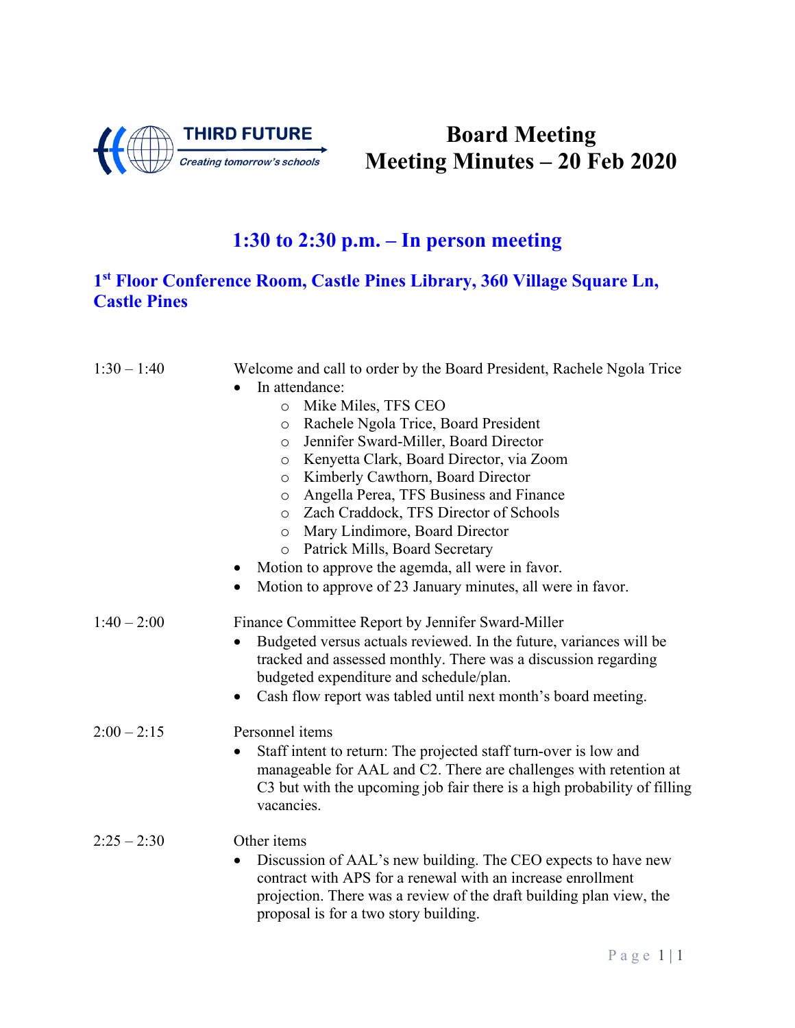THIRD FUTURE
*Creating tomorrow's schools*

# Board Meeting
# Meeting Minutes – 20 Feb 2020

## 1:30 to 2:30 p.m. – In person meeting

### 1st Floor Conference Room, Castle Pines Library, 360 Village Square Ln, Castle Pines

| | |
|---|---|
| 1:30 – 1:40 | Welcome and call to order by the Board President, Rachele Ngola Trice<br>• In attendance:<br>&nbsp;&nbsp;&nbsp;&nbsp;o Mike Miles, TFS CEO<br>&nbsp;&nbsp;&nbsp;&nbsp;o Rachele Ngola Trice, Board President<br>&nbsp;&nbsp;&nbsp;&nbsp;o Jennifer Sward-Miller, Board Director<br>&nbsp;&nbsp;&nbsp;&nbsp;o Kenyetta Clark, Board Director, via Zoom<br>&nbsp;&nbsp;&nbsp;&nbsp;o Kimberly Cawthorn, Board Director<br>&nbsp;&nbsp;&nbsp;&nbsp;o Angella Perea, TFS Business and Finance<br>&nbsp;&nbsp;&nbsp;&nbsp;o Zach Craddock, TFS Director of Schools<br>&nbsp;&nbsp;&nbsp;&nbsp;o Mary Lindimore, Board Director<br>&nbsp;&nbsp;&nbsp;&nbsp;o Patrick Mills, Board Secretary<br>• Motion to approve the agemda, all were in favor.<br>• Motion to approve of 23 January minutes, all were in favor. |
| 1:40 – 2:00 | Finance Committee Report by Jennifer Sward-Miller<br>• Budgeted versus actuals reviewed. In the future, variances will be tracked and assessed monthly. There was a discussion regarding budgeted expenditure and schedule/plan.<br>• Cash flow report was tabled until next month's board meeting. |
| 2:00 – 2:15 | Personnel items<br>• Staff intent to return: The projected staff turn-over is low and manageable for AAL and C2. There are challenges with retention at C3 but with the upcoming job fair there is a high probability of filling vacancies. |
| 2:25 – 2:30 | Other items<br>• Discussion of AAL's new building. The CEO expects to have new contract with APS for a renewal with an increase enrollment projection. There was a review of the draft building plan view, the proposal is for a two story building. |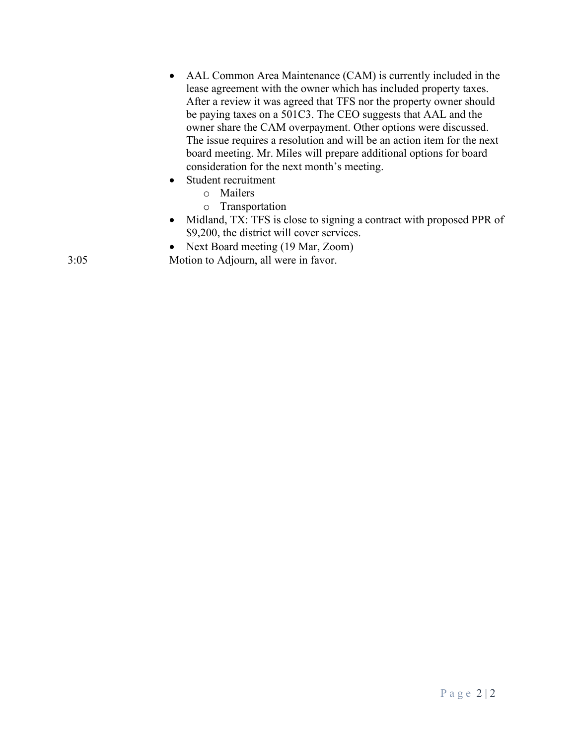- AAL Common Area Maintenance (CAM) is currently included in the lease agreement with the owner which has included property taxes. After a review it was agreed that TFS nor the property owner should be paying taxes on a 501C3. The CEO suggests that AAL and the owner share the CAM overpayment. Other options were discussed. The issue requires a resolution and will be an action item for the next board meeting. Mr. Miles will prepare additional options for board consideration for the next month's meeting.
- Student recruitment
  - Mailers
  - Transportation
- Midland, TX: TFS is close to signing a contract with proposed PPR of $9,200, the district will cover services.
- Next Board meeting (19 Mar, Zoom)

3:05 Motion to Adjourn, all were in favor.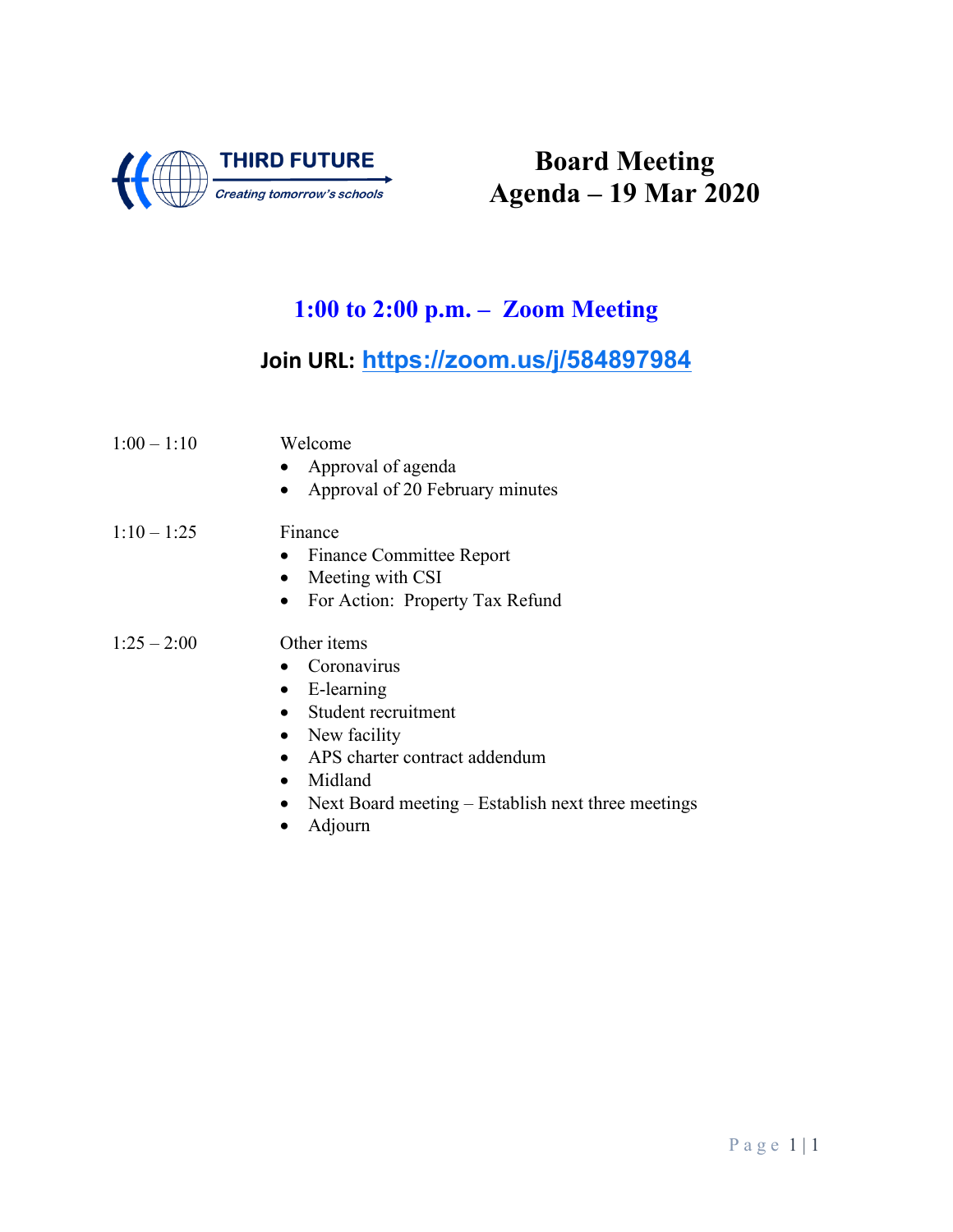THIRD FUTURE

*Creating tomorrow's schools*

# Board Meeting
# Agenda – 19 Mar 2020

## 1:00 to 2:00 p.m. – Zoom Meeting

### Join URL: https://zoom.us/j/584897984

1:00 – 1:10 Welcome

- Approval of agenda
- Approval of 20 February minutes

1:10 – 1:25 Finance

- Finance Committee Report
- Meeting with CSI
- For Action: Property Tax Refund

1:25 – 2:00 Other items

- Coronavirus
- E-learning
- Student recruitment
- New facility
- APS charter contract addendum
- Midland
- Next Board meeting – Establish next three meetings
- Adjourn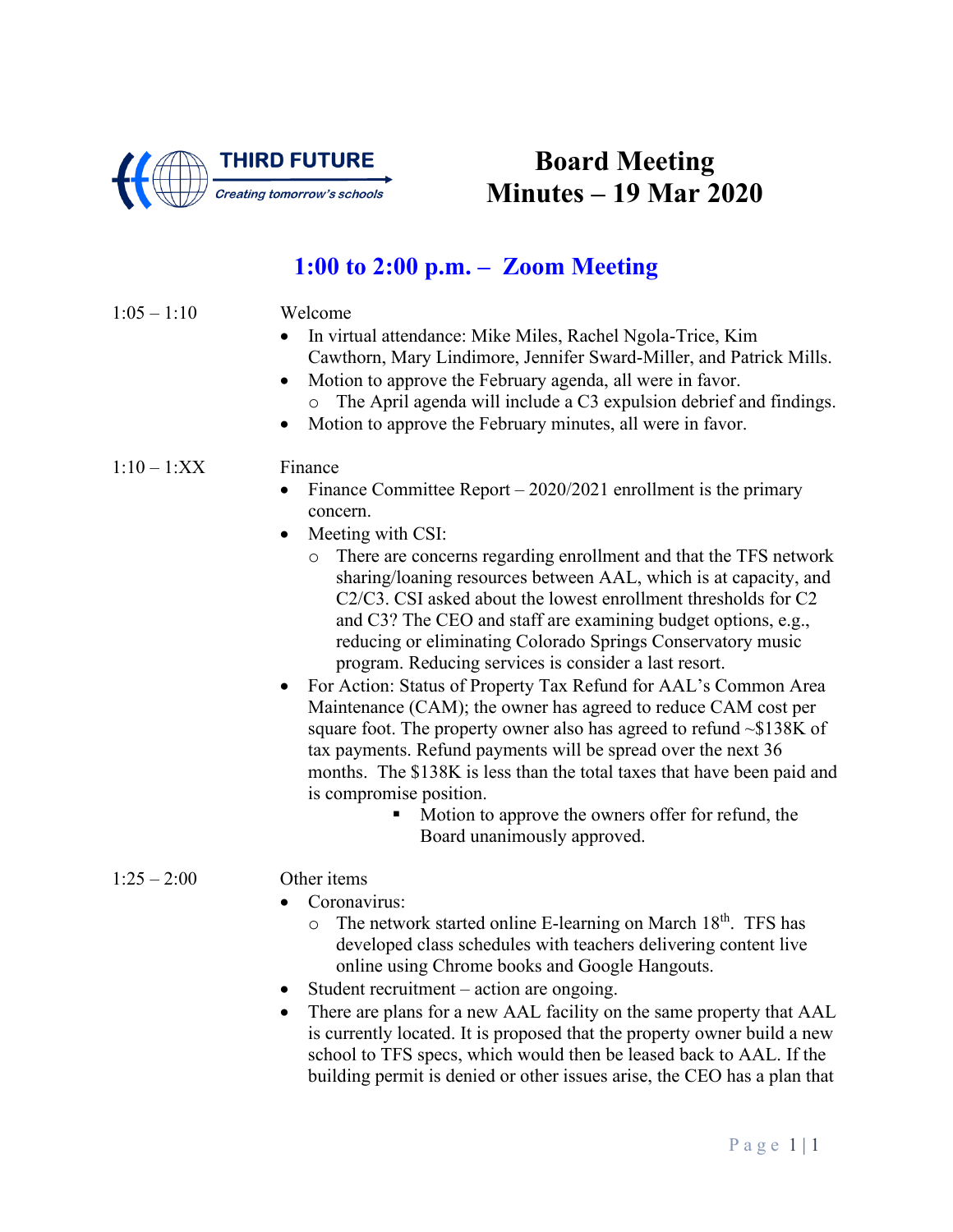THIRD FUTURE
*Creating tomorrow's schools*

# Board Meeting
# Minutes – 19 Mar 2020

## 1:00 to 2:00 p.m. – Zoom Meeting

1:05 – 1:10

Welcome

- In virtual attendance: Mike Miles, Rachel Ngola-Trice, Kim Cawthorn, Mary Lindimore, Jennifer Sward-Miller, and Patrick Mills.
- Motion to approve the February agenda, all were in favor.
  - The April agenda will include a C3 expulsion debrief and findings.
- Motion to approve the February minutes, all were in favor.

1:10 – 1:XX

Finance

- Finance Committee Report – 2020/2021 enrollment is the primary concern.
- Meeting with CSI:
  - There are concerns regarding enrollment and that the TFS network sharing/loaning resources between AAL, which is at capacity, and C2/C3. CSI asked about the lowest enrollment thresholds for C2 and C3? The CEO and staff are examining budget options, e.g., reducing or eliminating Colorado Springs Conservatory music program. Reducing services is consider a last resort.
- For Action: Status of Property Tax Refund for AAL's Common Area Maintenance (CAM); the owner has agreed to reduce CAM cost per square foot. The property owner also has agreed to refund ~$138K of tax payments. Refund payments will be spread over the next 36 months. The $138K is less than the total taxes that have been paid and is compromise position.
  - Motion to approve the owners offer for refund, the Board unanimously approved.

1:25 – 2:00

Other items

- Coronavirus:
  - The network started online E-learning on March 18th. TFS has developed class schedules with teachers delivering content live online using Chrome books and Google Hangouts.
- Student recruitment – action are ongoing.
- There are plans for a new AAL facility on the same property that AAL is currently located. It is proposed that the property owner build a new school to TFS specs, which would then be leased back to AAL. If the building permit is denied or other issues arise, the CEO has a plan that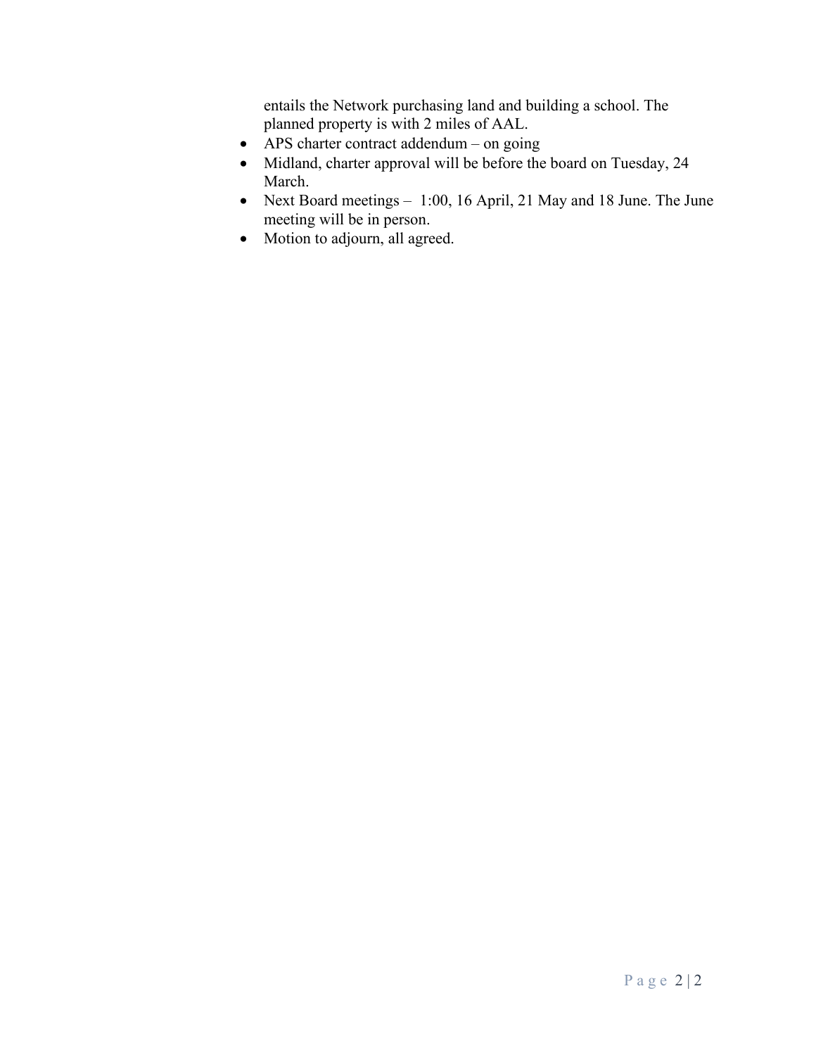entails the Network purchasing land and building a school. The planned property is with 2 miles of AAL.

- APS charter contract addendum – on going
- Midland, charter approval will be before the board on Tuesday, 24 March.
- Next Board meetings – 1:00, 16 April, 21 May and 18 June. The June meeting will be in person.
- Motion to adjourn, all agreed.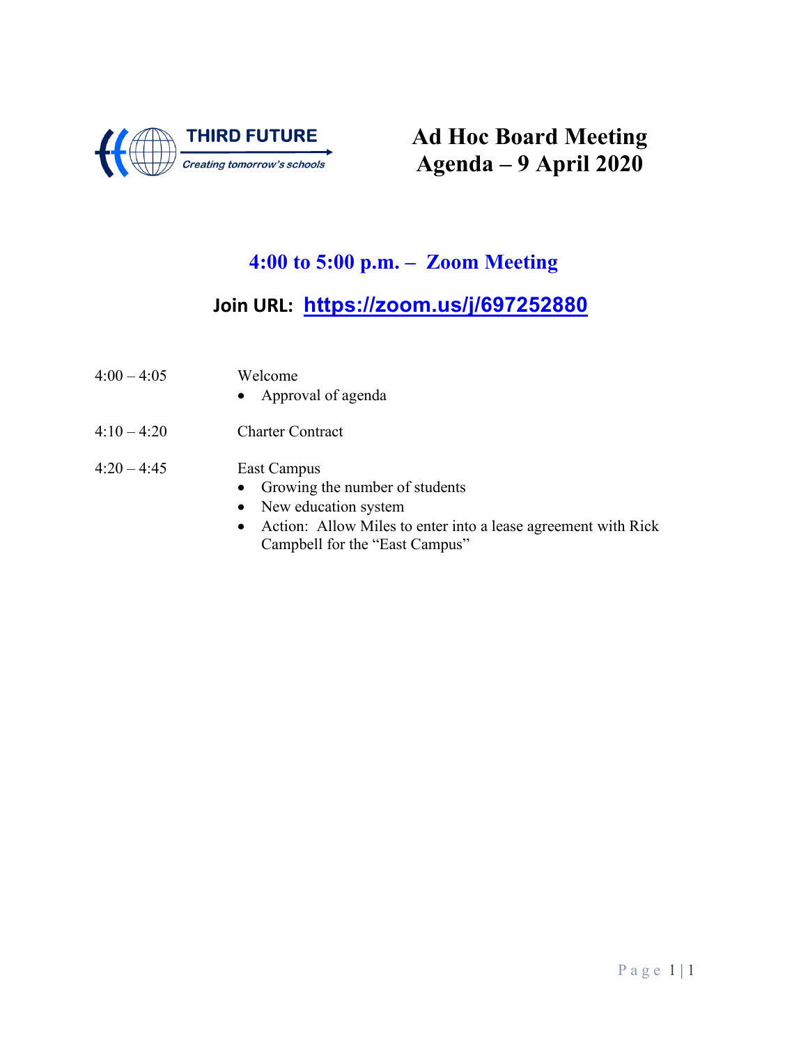THIRD FUTURE

*Creating tomorrow's schools*

# Ad Hoc Board Meeting Agenda – 9 April 2020

## 4:00 to 5:00 p.m. – Zoom Meeting

### Join URL: https://zoom.us/j/697252880

| | |
|---|---|
| 4:00 – 4:05 | Welcome<br>• Approval of agenda |
| 4:10 – 4:20 | Charter Contract |
| 4:20 – 4:45 | East Campus<br>• Growing the number of students<br>• New education system<br>• Action: Allow Miles to enter into a lease agreement with Rick Campbell for the "East Campus" |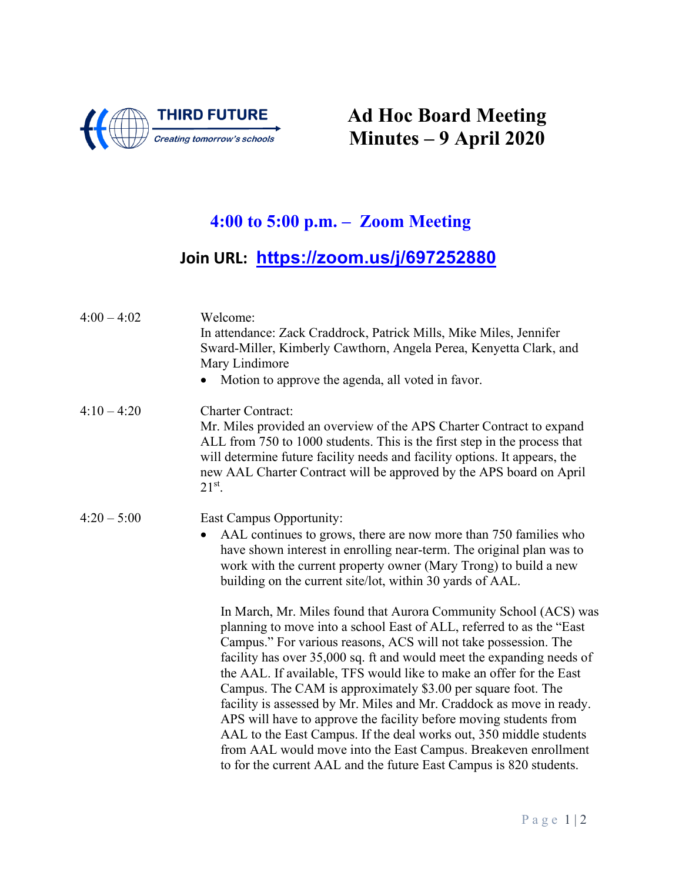THIRD FUTURE

*Creating tomorrow's schools*

# Ad Hoc Board Meeting Minutes – 9 April 2020

## 4:00 to 5:00 p.m. – Zoom Meeting

### Join URL: [https://zoom.us/j/697252880](https://zoom.us/j/697252880)

| | |
|---|---|
| 4:00 – 4:02 | Welcome:<br>In attendance: Zack Craddrock, Patrick Mills, Mike Miles, Jennifer Sward-Miller, Kimberly Cawthorn, Angela Perea, Kenyetta Clark, and Mary Lindimore<br>• Motion to approve the agenda, all voted in favor. |
| 4:10 – 4:20 | Charter Contract:<br>Mr. Miles provided an overview of the APS Charter Contract to expand ALL from 750 to 1000 students. This is the first step in the process that will determine future facility needs and facility options. It appears, the new AAL Charter Contract will be approved by the APS board on April 21st. |
| 4:20 – 5:00 | East Campus Opportunity:<br>• AAL continues to grows, there are now more than 750 families who have shown interest in enrolling near-term. The original plan was to work with the current property owner (Mary Trong) to build a new building on the current site/lot, within 30 yards of AAL.<br><br>In March, Mr. Miles found that Aurora Community School (ACS) was planning to move into a school East of ALL, referred to as the "East Campus." For various reasons, ACS will not take possession. The facility has over 35,000 sq. ft and would meet the expanding needs of the AAL. If available, TFS would like to make an offer for the East Campus. The CAM is approximately $3.00 per square foot. The facility is assessed by Mr. Miles and Mr. Craddock as move in ready. APS will have to approve the facility before moving students from AAL to the East Campus. If the deal works out, 350 middle students from AAL would move into the East Campus. Breakeven enrollment to for the current AAL and the future East Campus is 820 students. |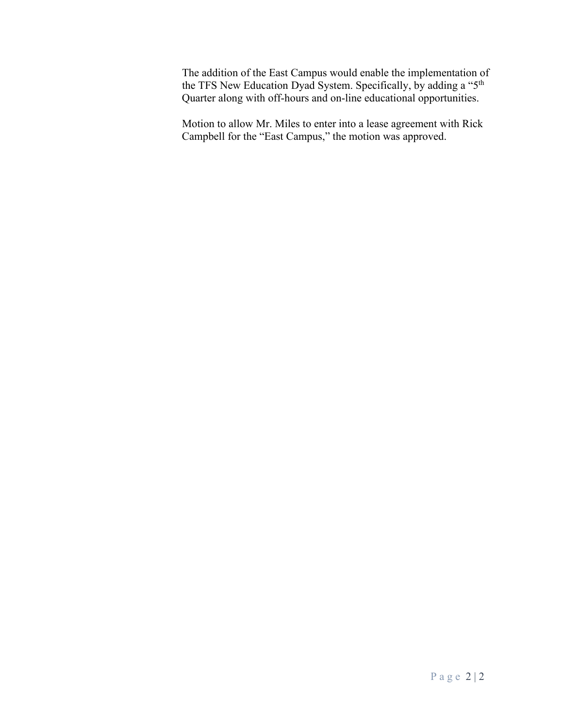The addition of the East Campus would enable the implementation of the TFS New Education Dyad System. Specifically, by adding a "5th Quarter along with off-hours and on-line educational opportunities.

Motion to allow Mr. Miles to enter into a lease agreement with Rick Campbell for the "East Campus," the motion was approved.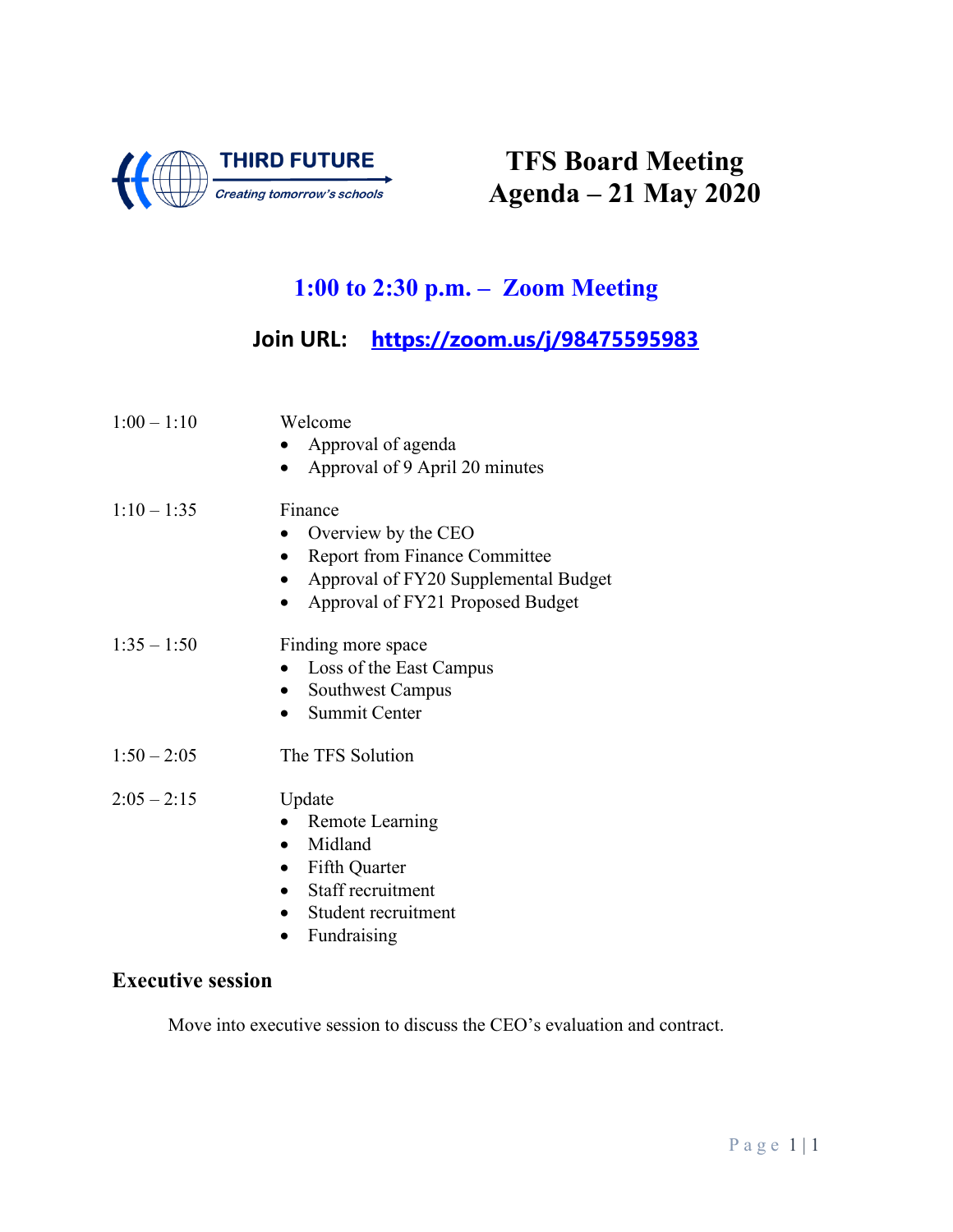THIRD FUTURE

*Creating tomorrow's schools*

# TFS Board Meeting
# Agenda – 21 May 2020

## 1:00 to 2:30 p.m. – Zoom Meeting

**Join URL: https://zoom.us/j/98475595983**

1:00 – 1:10 Welcome

- Approval of agenda
- Approval of 9 April 20 minutes

1:10 – 1:35 Finance

- Overview by the CEO
- Report from Finance Committee
- Approval of FY20 Supplemental Budget
- Approval of FY21 Proposed Budget

1:35 – 1:50 Finding more space

- Loss of the East Campus
- Southwest Campus
- Summit Center

1:50 – 2:05 The TFS Solution

2:05 – 2:15 Update

- Remote Learning
- Midland
- Fifth Quarter
- Staff recruitment
- Student recruitment
- Fundraising

### Executive session

Move into executive session to discuss the CEO's evaluation and contract.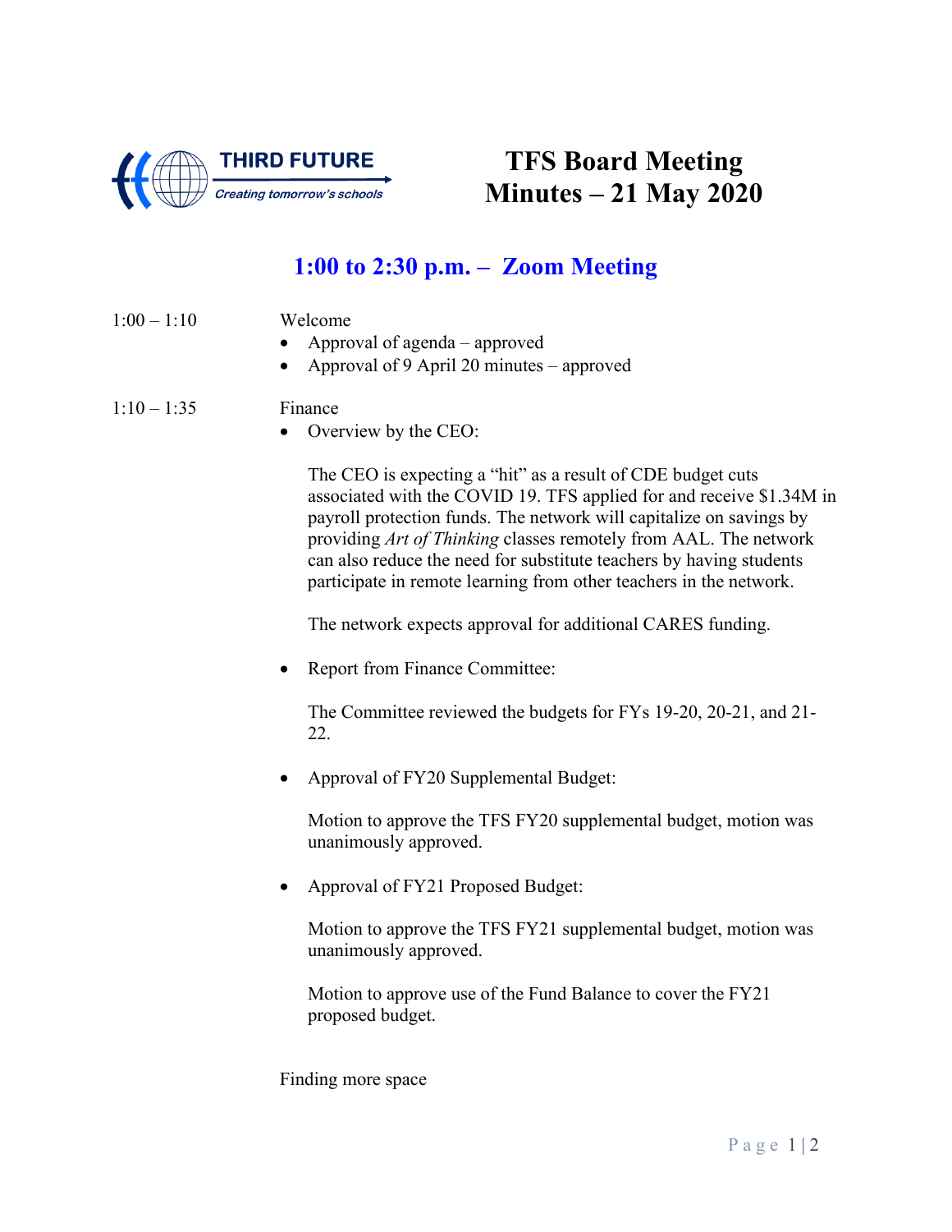THIRD FUTURE
*Creating tomorrow's schools*

# TFS Board Meeting Minutes – 21 May 2020

## 1:00 to 2:30 p.m. – Zoom Meeting

1:00 – 1:10 Welcome

- Approval of agenda – approved
- Approval of 9 April 20 minutes – approved

1:10 – 1:35 Finance

- Overview by the CEO:

  The CEO is expecting a "hit" as a result of CDE budget cuts associated with the COVID 19. TFS applied for and receive $1.34M in payroll protection funds. The network will capitalize on savings by providing *Art of Thinking* classes remotely from AAL. The network can also reduce the need for substitute teachers by having students participate in remote learning from other teachers in the network.

  The network expects approval for additional CARES funding.

- Report from Finance Committee:

  The Committee reviewed the budgets for FYs 19-20, 20-21, and 21-22.

- Approval of FY20 Supplemental Budget:

  Motion to approve the TFS FY20 supplemental budget, motion was unanimously approved.

- Approval of FY21 Proposed Budget:

  Motion to approve the TFS FY21 supplemental budget, motion was unanimously approved.

  Motion to approve use of the Fund Balance to cover the FY21 proposed budget.

Finding more space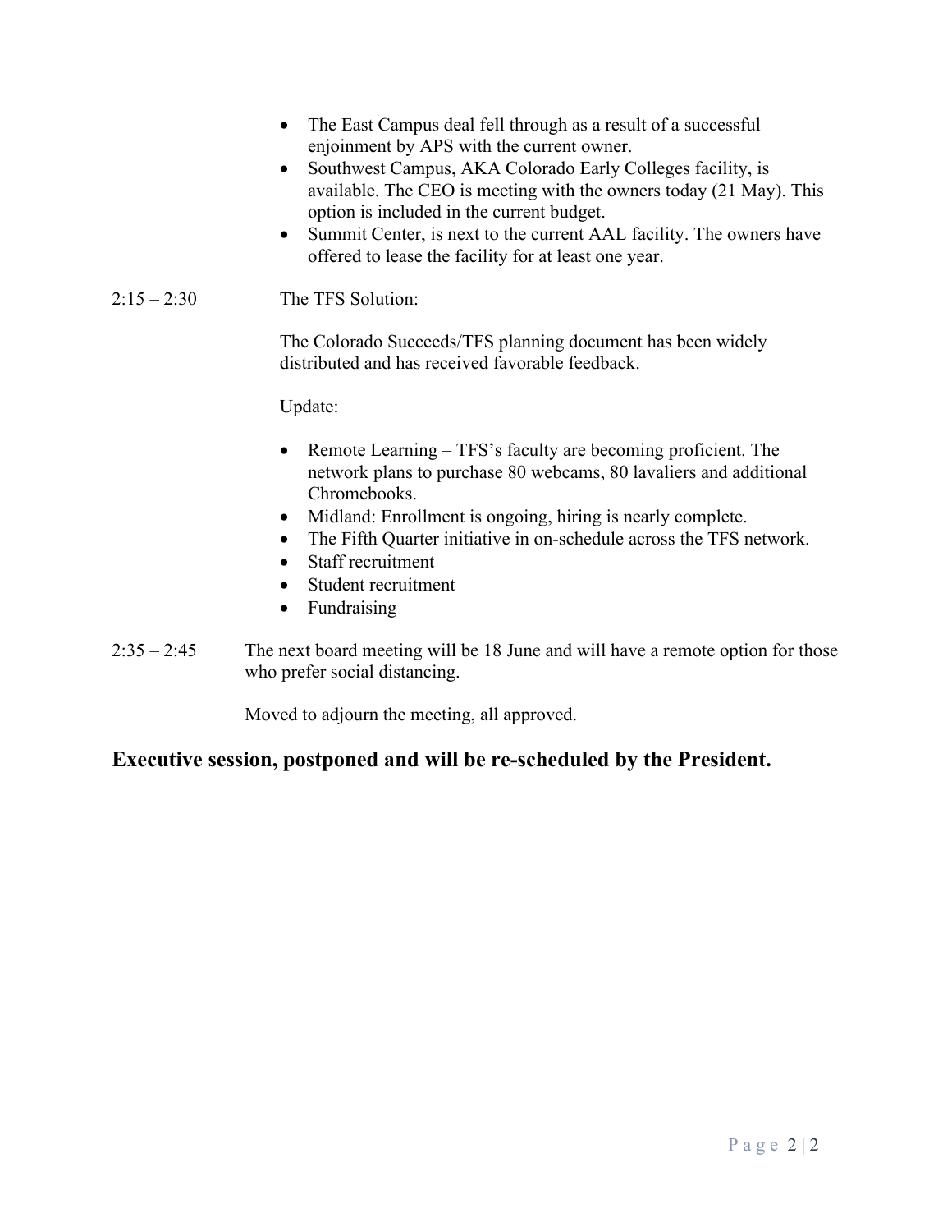- The East Campus deal fell through as a result of a successful enjoinment by APS with the current owner.
- Southwest Campus, AKA Colorado Early Colleges facility, is available. The CEO is meeting with the owners today (21 May). This option is included in the current budget.
- Summit Center, is next to the current AAL facility. The owners have offered to lease the facility for at least one year.

2:15 – 2:30 The TFS Solution:

The Colorado Succeeds/TFS planning document has been widely distributed and has received favorable feedback.

Update:

- Remote Learning – TFS's faculty are becoming proficient. The network plans to purchase 80 webcams, 80 lavaliers and additional Chromebooks.
- Midland: Enrollment is ongoing, hiring is nearly complete.
- The Fifth Quarter initiative in on-schedule across the TFS network.
- Staff recruitment
- Student recruitment
- Fundraising

2:35 – 2:45 The next board meeting will be 18 June and will have a remote option for those who prefer social distancing.

Moved to adjourn the meeting, all approved.

## Executive session, postponed and will be re-scheduled by the President.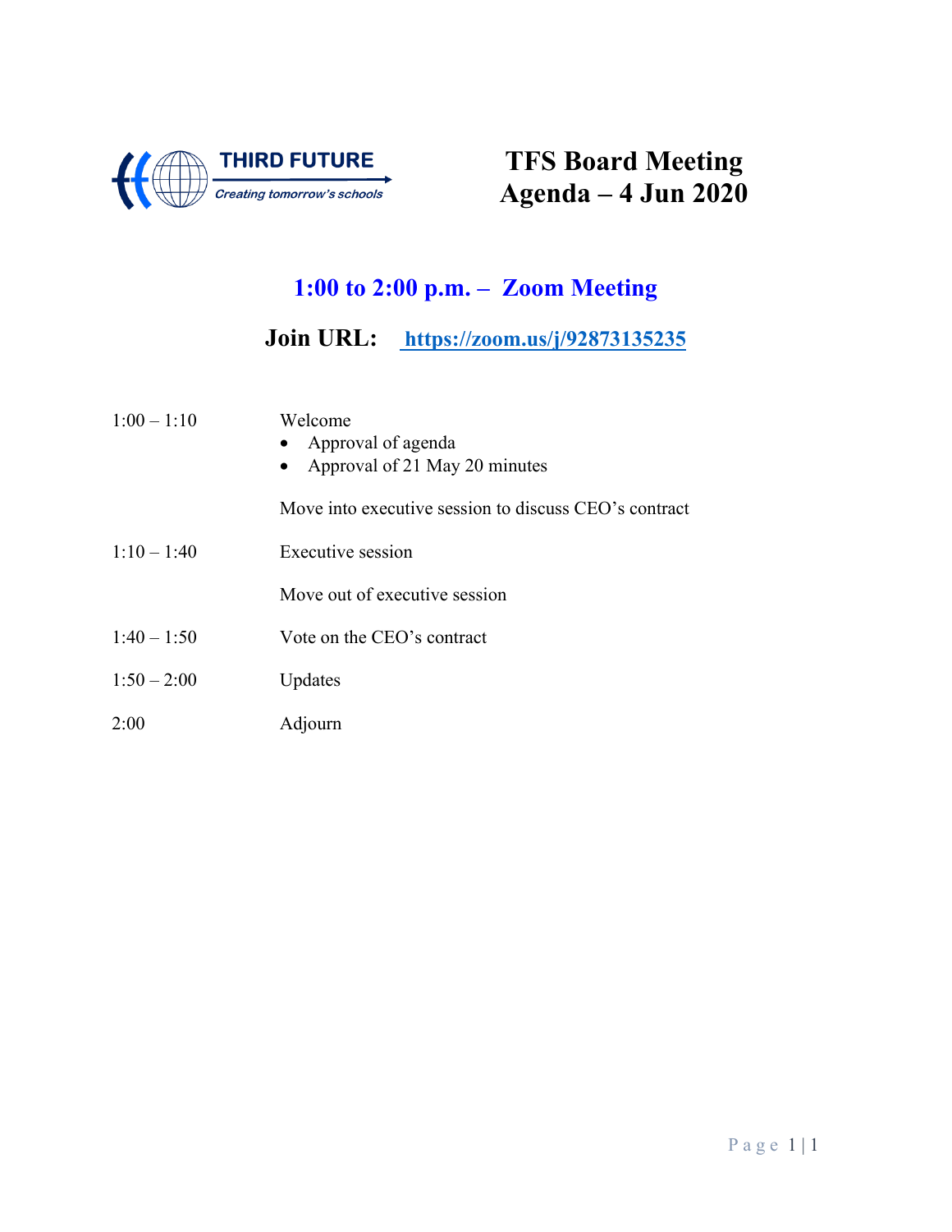THIRD FUTURE

*Creating tomorrow's schools*

# TFS Board Meeting Agenda – 4 Jun 2020

## 1:00 to 2:00 p.m. – Zoom Meeting

**Join URL:** **https://zoom.us/j/92873135235**

| | |
|---|---|
| 1:00 – 1:10 | Welcome<br>• Approval of agenda<br>• Approval of 21 May 20 minutes |
| | Move into executive session to discuss CEO's contract |
| 1:10 – 1:40 | Executive session |
| | Move out of executive session |
| 1:40 – 1:50 | Vote on the CEO's contract |
| 1:50 – 2:00 | Updates |
| 2:00 | Adjourn |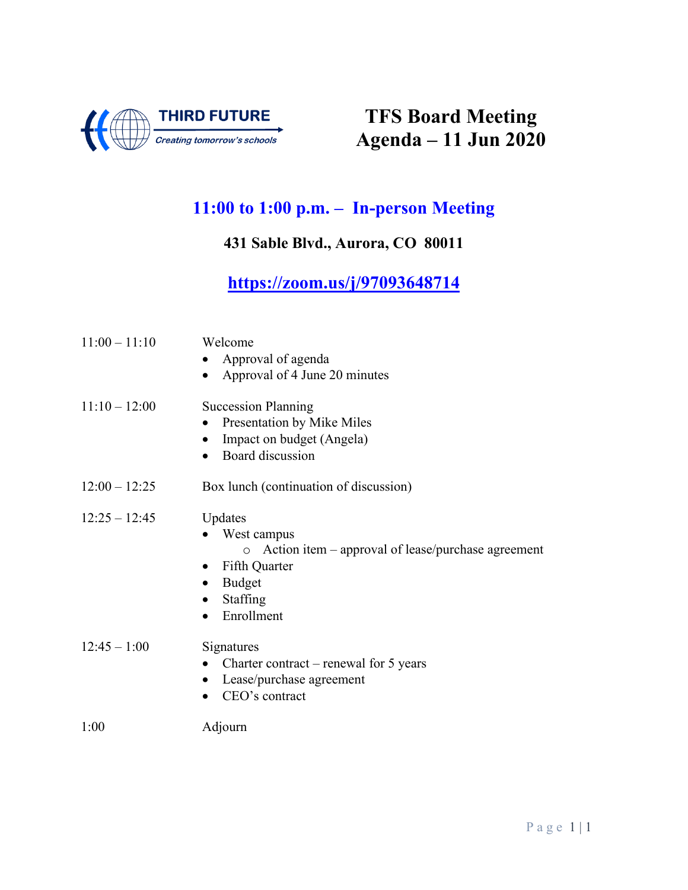THIRD FUTURE
*Creating tomorrow's schools*

# TFS Board Meeting Agenda – 11 Jun 2020

## 11:00 to 1:00 p.m. – In-person Meeting

**431 Sable Blvd., Aurora, CO 80011**

**https://zoom.us/j/97093648714**

| | |
|---|---|
| 11:00 – 11:10 | Welcome<br>• Approval of agenda<br>• Approval of 4 June 20 minutes |
| 11:10 – 12:00 | Succession Planning<br>• Presentation by Mike Miles<br>• Impact on budget (Angela)<br>• Board discussion |
| 12:00 – 12:25 | Box lunch (continuation of discussion) |
| 12:25 – 12:45 | Updates<br>• West campus<br>&nbsp;&nbsp;&nbsp;&nbsp;○ Action item – approval of lease/purchase agreement<br>• Fifth Quarter<br>• Budget<br>• Staffing<br>• Enrollment |
| 12:45 – 1:00 | Signatures<br>• Charter contract – renewal for 5 years<br>• Lease/purchase agreement<br>• CEO's contract |
| 1:00 | Adjourn |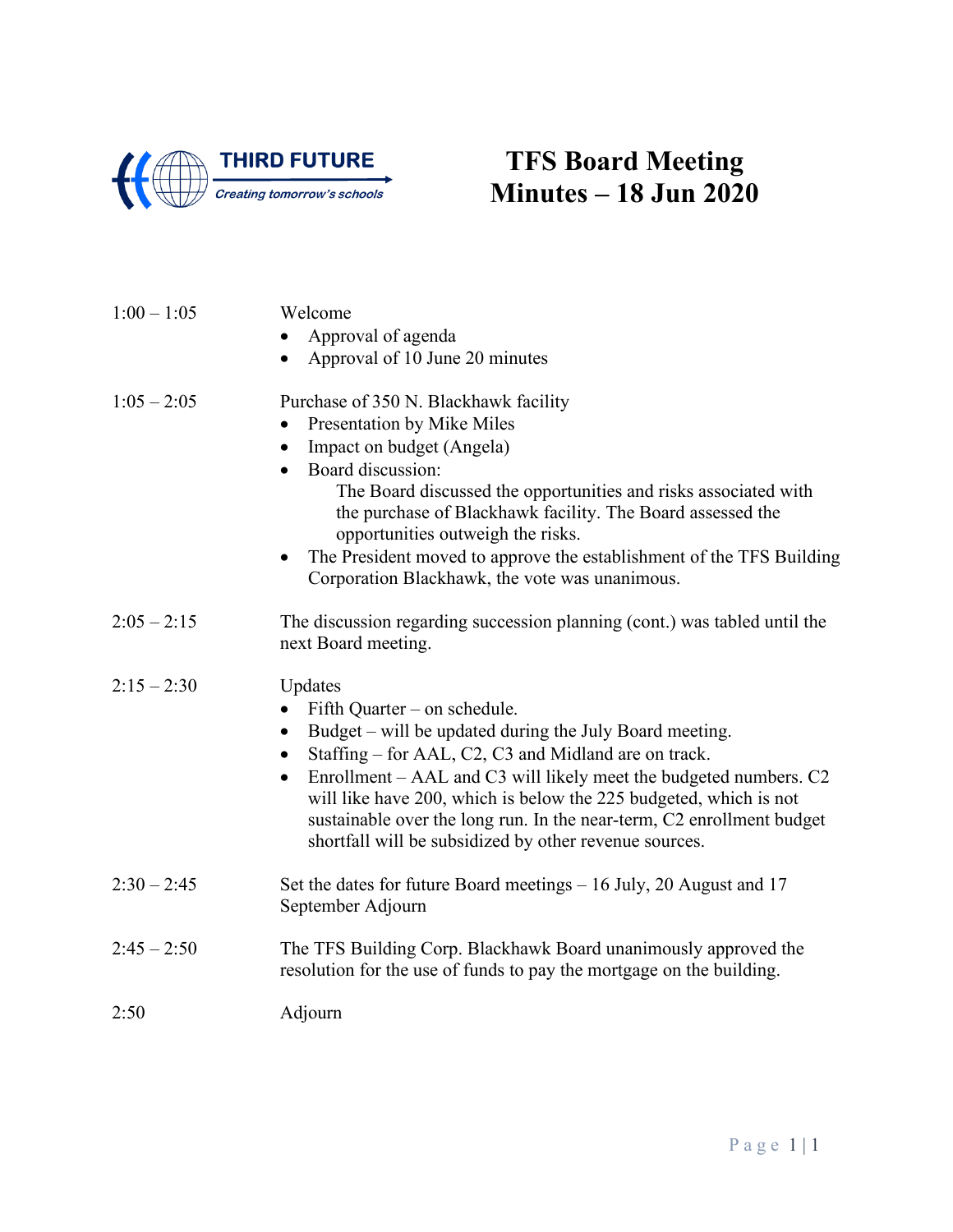# TFS Board Meeting Minutes – 18 Jun 2020

THIRD FUTURE
*Creating tomorrow's schools*

| | |
|---|---|
| 1:00 – 1:05 | Welcome<br>• Approval of agenda<br>• Approval of 10 June 20 minutes |
| 1:05 – 2:05 | Purchase of 350 N. Blackhawk facility<br>• Presentation by Mike Miles<br>• Impact on budget (Angela)<br>• Board discussion:<br>The Board discussed the opportunities and risks associated with the purchase of Blackhawk facility. The Board assessed the opportunities outweigh the risks.<br>• The President moved to approve the establishment of the TFS Building Corporation Blackhawk, the vote was unanimous. |
| 2:05 – 2:15 | The discussion regarding succession planning (cont.) was tabled until the next Board meeting. |
| 2:15 – 2:30 | Updates<br>• Fifth Quarter – on schedule.<br>• Budget – will be updated during the July Board meeting.<br>• Staffing – for AAL, C2, C3 and Midland are on track.<br>• Enrollment – AAL and C3 will likely meet the budgeted numbers. C2 will like have 200, which is below the 225 budgeted, which is not sustainable over the long run. In the near-term, C2 enrollment budget shortfall will be subsidized by other revenue sources. |
| 2:30 – 2:45 | Set the dates for future Board meetings – 16 July, 20 August and 17 September Adjourn |
| 2:45 – 2:50 | The TFS Building Corp. Blackhawk Board unanimously approved the resolution for the use of funds to pay the mortgage on the building. |
| 2:50 | Adjourn |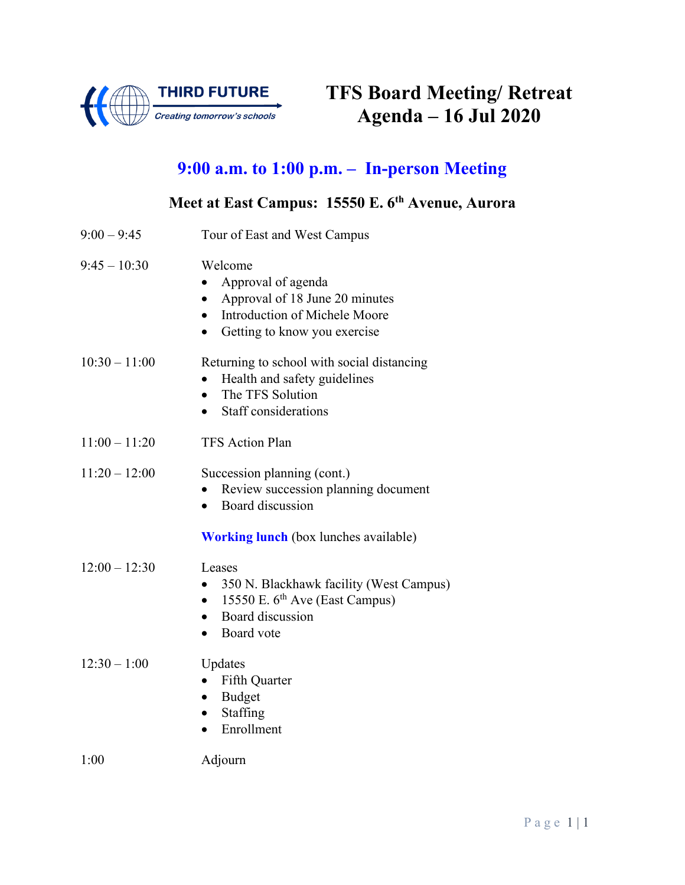THIRD FUTURE
*Creating tomorrow's schools*

# TFS Board Meeting/ Retreat Agenda – 16 Jul 2020

## 9:00 a.m. to 1:00 p.m. – In-person Meeting

### Meet at East Campus: 15550 E. 6th Avenue, Aurora

| | |
|---|---|
| 9:00 – 9:45 | Tour of East and West Campus |
| 9:45 – 10:30 | Welcome<br>• Approval of agenda<br>• Approval of 18 June 20 minutes<br>• Introduction of Michele Moore<br>• Getting to know you exercise |
| 10:30 – 11:00 | Returning to school with social distancing<br>• Health and safety guidelines<br>• The TFS Solution<br>• Staff considerations |
| 11:00 – 11:20 | TFS Action Plan |
| 11:20 – 12:00 | Succession planning (cont.)<br>• Review succession planning document<br>• Board discussion<br><br>**Working lunch** (box lunches available) |
| 12:00 – 12:30 | Leases<br>• 350 N. Blackhawk facility (West Campus)<br>• 15550 E. 6th Ave (East Campus)<br>• Board discussion<br>• Board vote |
| 12:30 – 1:00 | Updates<br>• Fifth Quarter<br>• Budget<br>• Staffing<br>• Enrollment |
| 1:00 | Adjourn |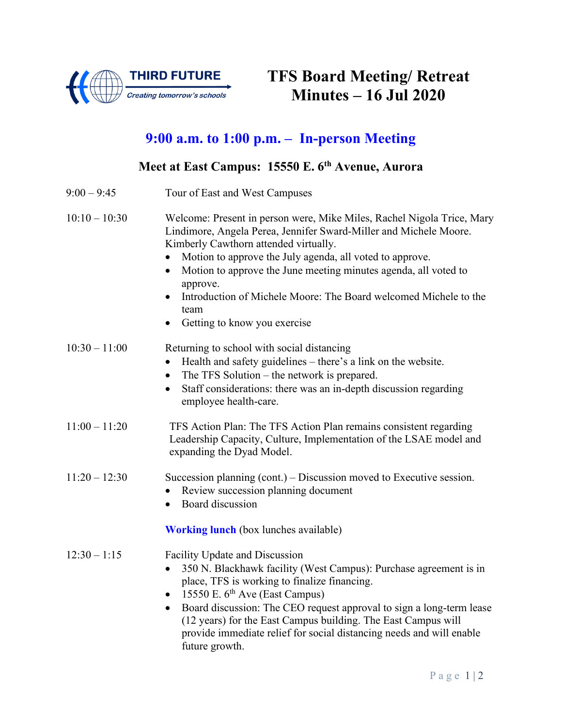THIRD FUTURE
*Creating tomorrow's schools*

# TFS Board Meeting/ Retreat Minutes – 16 Jul 2020

## 9:00 a.m. to 1:00 p.m. – In-person Meeting

### Meet at East Campus: 15550 E. 6th Avenue, Aurora

9:00 – 9:45 Tour of East and West Campuses

10:10 – 10:30 Welcome: Present in person were, Mike Miles, Rachel Nigola Trice, Mary Lindimore, Angela Perea, Jennifer Sward-Miller and Michele Moore. Kimberly Cawthorn attended virtually.

- Motion to approve the July agenda, all voted to approve.
- Motion to approve the June meeting minutes agenda, all voted to approve.
- Introduction of Michele Moore: The Board welcomed Michele to the team
- Getting to know you exercise

10:30 – 11:00 Returning to school with social distancing

- Health and safety guidelines – there's a link on the website.
- The TFS Solution – the network is prepared.
- Staff considerations: there was an in-depth discussion regarding employee health-care.

11:00 – 11:20 TFS Action Plan: The TFS Action Plan remains consistent regarding Leadership Capacity, Culture, Implementation of the LSAE model and expanding the Dyad Model.

11:20 – 12:30 Succession planning (cont.) – Discussion moved to Executive session.

- Review succession planning document
- Board discussion

**Working lunch** (box lunches available)

12:30 – 1:15 Facility Update and Discussion

- 350 N. Blackhawk facility (West Campus): Purchase agreement is in place, TFS is working to finalize financing.
- 15550 E. 6th Ave (East Campus)
- Board discussion: The CEO request approval to sign a long-term lease (12 years) for the East Campus building. The East Campus will provide immediate relief for social distancing needs and will enable future growth.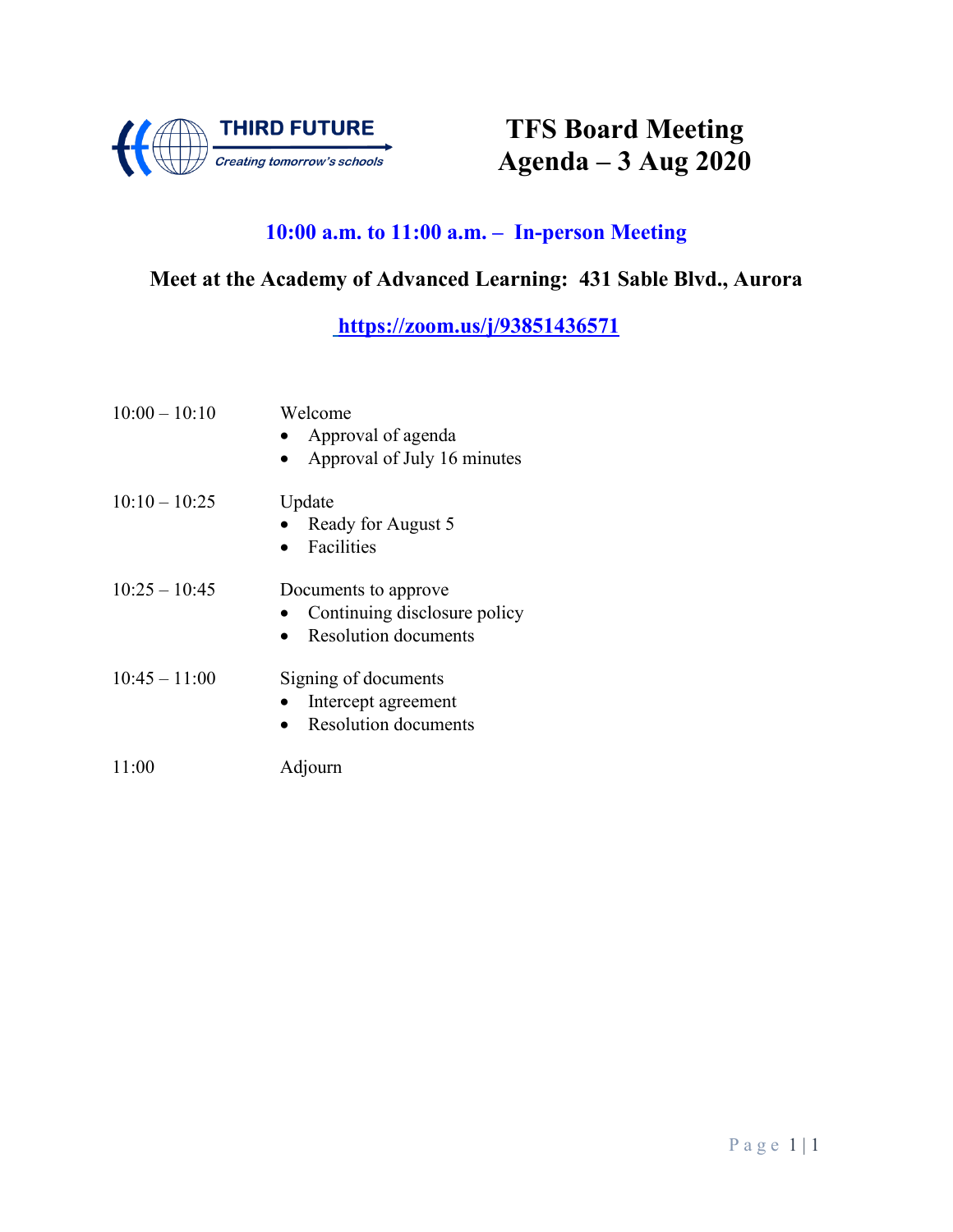THIRD FUTURE

*Creating tomorrow's schools*

# TFS Board Meeting
# Agenda – 3 Aug 2020

**10:00 a.m. to 11:00 a.m. – In-person Meeting**

**Meet at the Academy of Advanced Learning: 431 Sable Blvd., Aurora**

**https://zoom.us/j/93851436571**

| | |
|---|---|
| 10:00 – 10:10 | Welcome<br>• Approval of agenda<br>• Approval of July 16 minutes |
| 10:10 – 10:25 | Update<br>• Ready for August 5<br>• Facilities |
| 10:25 – 10:45 | Documents to approve<br>• Continuing disclosure policy<br>• Resolution documents |
| 10:45 – 11:00 | Signing of documents<br>• Intercept agreement<br>• Resolution documents |
| 11:00 | Adjourn |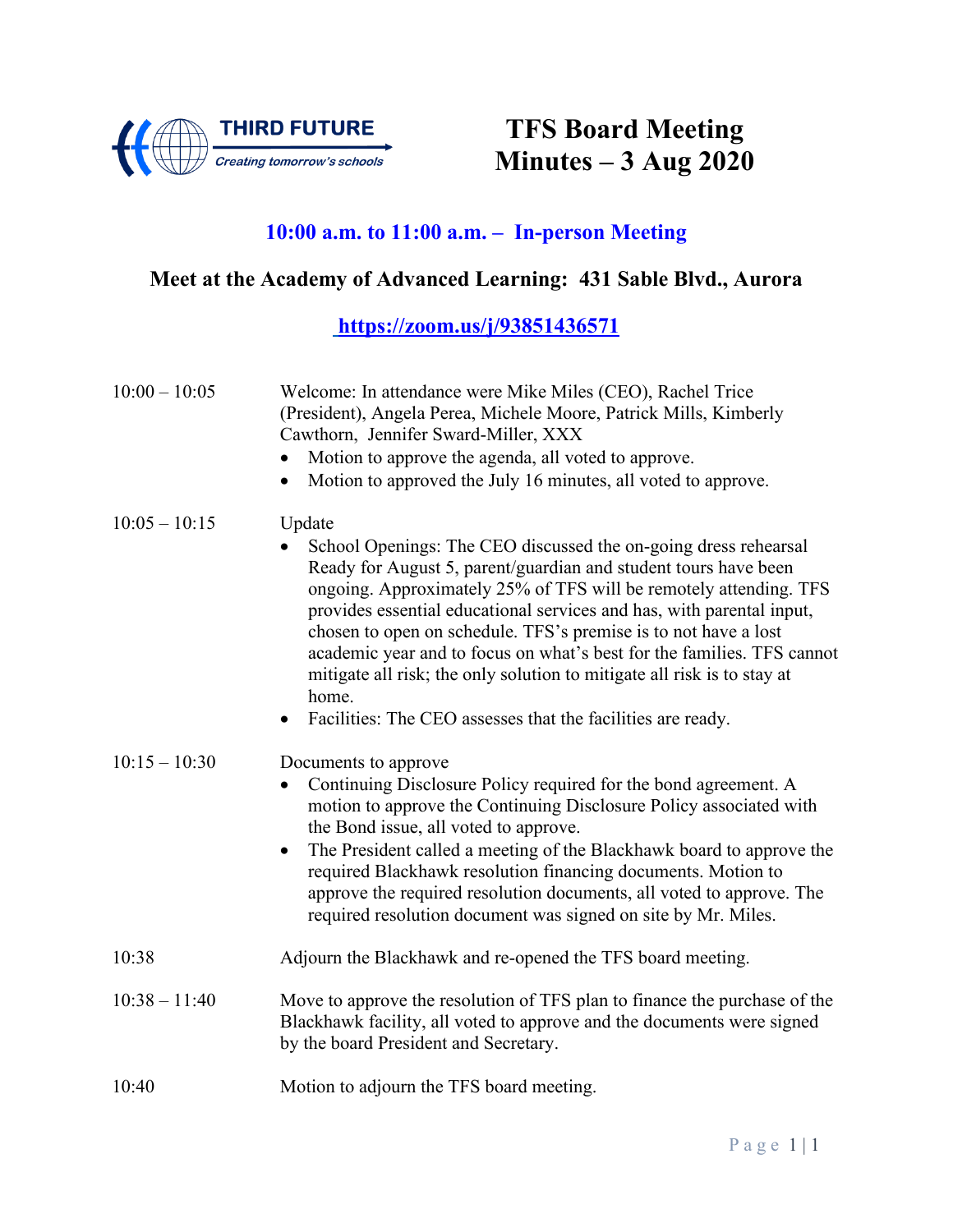THIRD FUTURE
*Creating tomorrow's schools*

# TFS Board Meeting Minutes – 3 Aug 2020

### 10:00 a.m. to 11:00 a.m. – In-person Meeting

### Meet at the Academy of Advanced Learning: 431 Sable Blvd., Aurora

### https://zoom.us/j/93851436571

| | |
|---|---|
| 10:00 – 10:05 | Welcome: In attendance were Mike Miles (CEO), Rachel Trice (President), Angela Perea, Michele Moore, Patrick Mills, Kimberly Cawthorn, Jennifer Sward-Miller, XXX<br>• Motion to approve the agenda, all voted to approve.<br>• Motion to approved the July 16 minutes, all voted to approve. |
| 10:05 – 10:15 | Update<br>• School Openings: The CEO discussed the on-going dress rehearsal Ready for August 5, parent/guardian and student tours have been ongoing. Approximately 25% of TFS will be remotely attending. TFS provides essential educational services and has, with parental input, chosen to open on schedule. TFS's premise is to not have a lost academic year and to focus on what's best for the families. TFS cannot mitigate all risk; the only solution to mitigate all risk is to stay at home.<br>• Facilities: The CEO assesses that the facilities are ready. |
| 10:15 – 10:30 | Documents to approve<br>• Continuing Disclosure Policy required for the bond agreement. A motion to approve the Continuing Disclosure Policy associated with the Bond issue, all voted to approve.<br>• The President called a meeting of the Blackhawk board to approve the required Blackhawk resolution financing documents. Motion to approve the required resolution documents, all voted to approve. The required resolution document was signed on site by Mr. Miles. |
| 10:38 | Adjourn the Blackhawk and re-opened the TFS board meeting. |
| 10:38 – 11:40 | Move to approve the resolution of TFS plan to finance the purchase of the Blackhawk facility, all voted to approve and the documents were signed by the board President and Secretary. |
| 10:40 | Motion to adjourn the TFS board meeting. |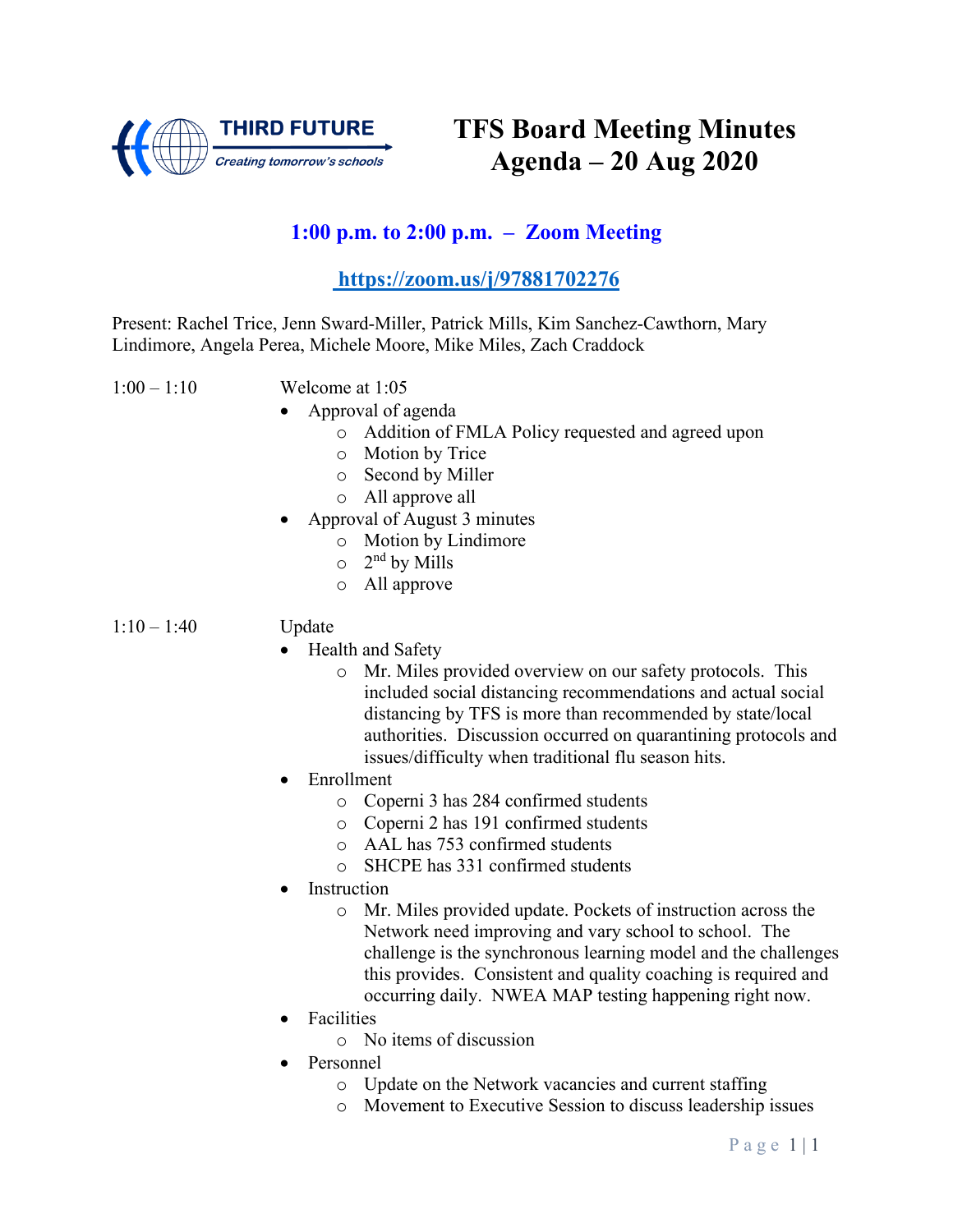THIRD FUTURE

*Creating tomorrow's schools*

# TFS Board Meeting Minutes
# Agenda – 20 Aug 2020

## 1:00 p.m. to 2:00 p.m. – Zoom Meeting

**https://zoom.us/j/97881702276**

Present: Rachel Trice, Jenn Sward-Miller, Patrick Mills, Kim Sanchez-Cawthorn, Mary Lindimore, Angela Perea, Michele Moore, Mike Miles, Zach Craddock

1:00 – 1:10

Welcome at 1:05

- Approval of agenda
    - Addition of FMLA Policy requested and agreed upon
    - Motion by Trice
    - Second by Miller
    - All approve all
- Approval of August 3 minutes
    - Motion by Lindimore
    - 2nd by Mills
    - All approve

1:10 – 1:40

Update

- Health and Safety
    - Mr. Miles provided overview on our safety protocols. This included social distancing recommendations and actual social distancing by TFS is more than recommended by state/local authorities. Discussion occurred on quarantining protocols and issues/difficulty when traditional flu season hits.
- Enrollment
    - Coperni 3 has 284 confirmed students
    - Coperni 2 has 191 confirmed students
    - AAL has 753 confirmed students
    - SHCPE has 331 confirmed students
- Instruction
    - Mr. Miles provided update. Pockets of instruction across the Network need improving and vary school to school. The challenge is the synchronous learning model and the challenges this provides. Consistent and quality coaching is required and occurring daily. NWEA MAP testing happening right now.
- Facilities
    - No items of discussion
- Personnel
    - Update on the Network vacancies and current staffing
    - Movement to Executive Session to discuss leadership issues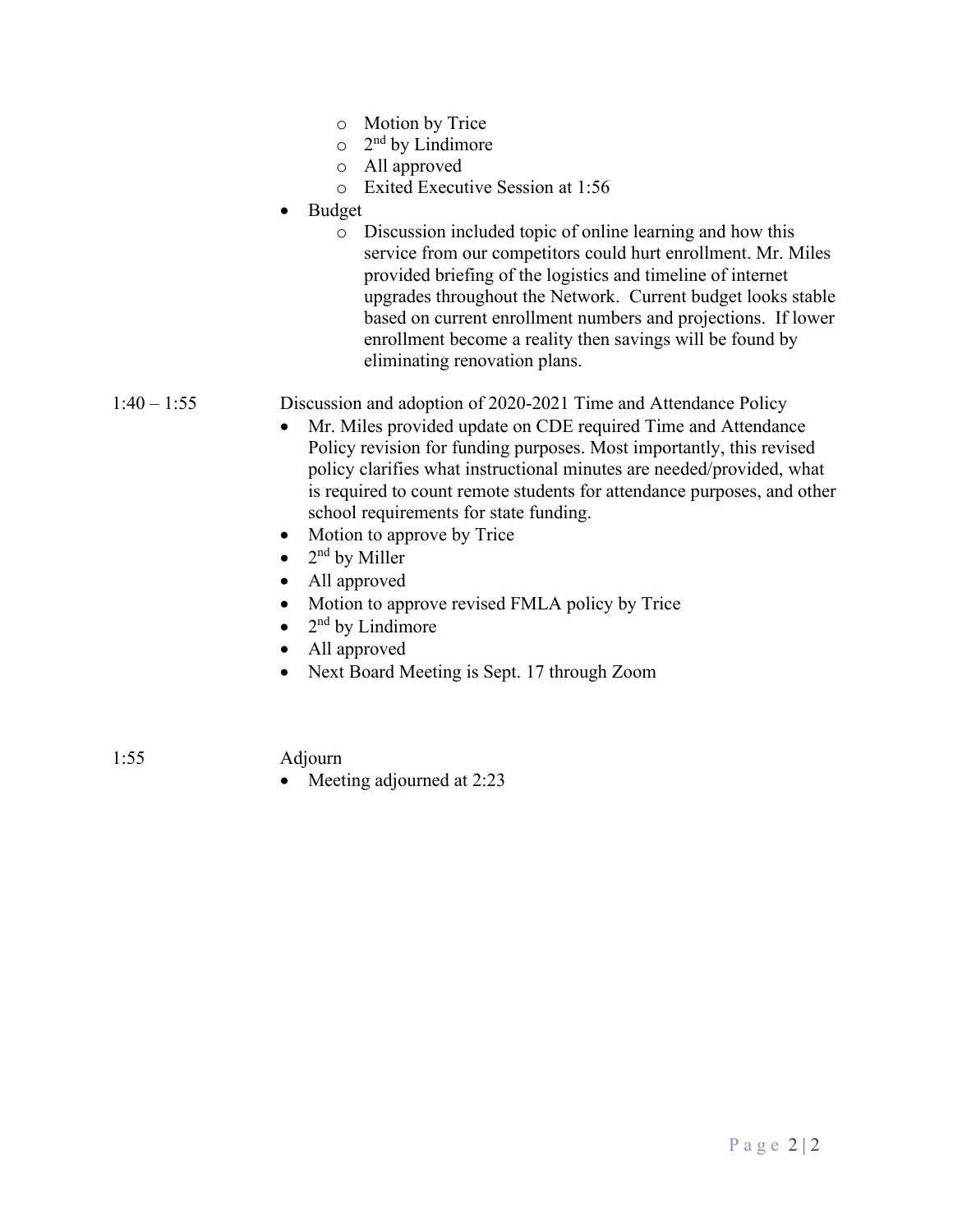- Motion by Trice
  - 2nd by Lindimore
  - All approved
  - Exited Executive Session at 1:56
- Budget
  - Discussion included topic of online learning and how this service from our competitors could hurt enrollment. Mr. Miles provided briefing of the logistics and timeline of internet upgrades throughout the Network. Current budget looks stable based on current enrollment numbers and projections. If lower enrollment become a reality then savings will be found by eliminating renovation plans.

1:40 – 1:55 Discussion and adoption of 2020-2021 Time and Attendance Policy

- Mr. Miles provided update on CDE required Time and Attendance Policy revision for funding purposes. Most importantly, this revised policy clarifies what instructional minutes are needed/provided, what is required to count remote students for attendance purposes, and other school requirements for state funding.
- Motion to approve by Trice
- 2nd by Miller
- All approved
- Motion to approve revised FMLA policy by Trice
- 2nd by Lindimore
- All approved
- Next Board Meeting is Sept. 17 through Zoom

1:55 Adjourn

- Meeting adjourned at 2:23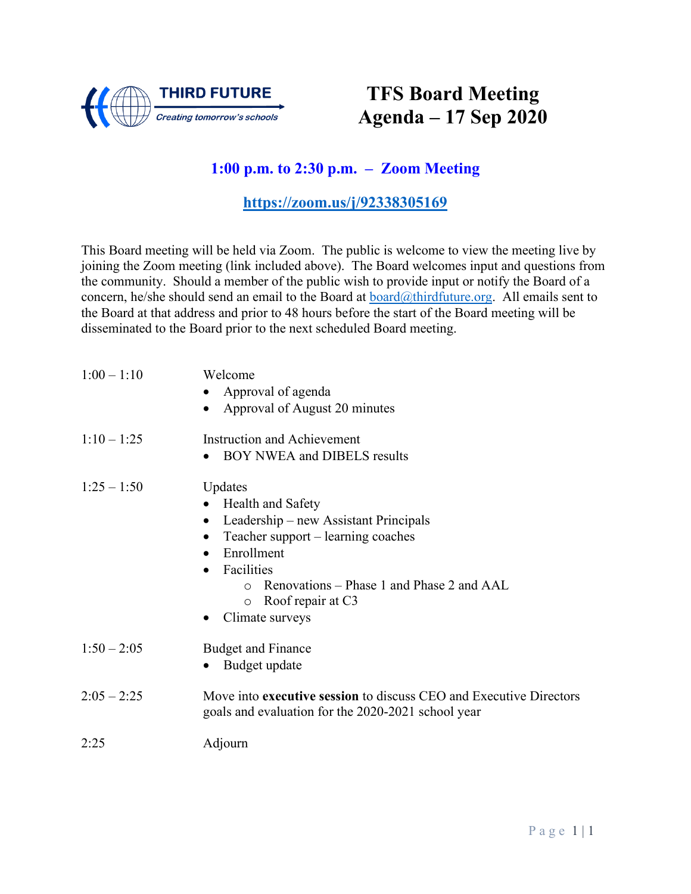THIRD FUTURE
*Creating tomorrow's schools*

# TFS Board Meeting
# Agenda – 17 Sep 2020

## 1:00 p.m. to 2:30 p.m. – Zoom Meeting

**https://zoom.us/j/92338305169**

This Board meeting will be held via Zoom. The public is welcome to view the meeting live by joining the Zoom meeting (link included above). The Board welcomes input and questions from the community. Should a member of the public wish to provide input or notify the Board of a concern, he/she should send an email to the Board at board@thirdfuture.org. All emails sent to the Board at that address and prior to 48 hours before the start of the Board meeting will be disseminated to the Board prior to the next scheduled Board meeting.

| | |
|---|---|
| 1:00 – 1:10 | Welcome<br>• Approval of agenda<br>• Approval of August 20 minutes |
| 1:10 – 1:25 | Instruction and Achievement<br>• BOY NWEA and DIBELS results |
| 1:25 – 1:50 | Updates<br>• Health and Safety<br>• Leadership – new Assistant Principals<br>• Teacher support – learning coaches<br>• Enrollment<br>• Facilities<br>  ○ Renovations – Phase 1 and Phase 2 and AAL<br>  ○ Roof repair at C3<br>• Climate surveys |
| 1:50 – 2:05 | Budget and Finance<br>• Budget update |
| 2:05 – 2:25 | Move into **executive session** to discuss CEO and Executive Directors goals and evaluation for the 2020-2021 school year |
| 2:25 | Adjourn |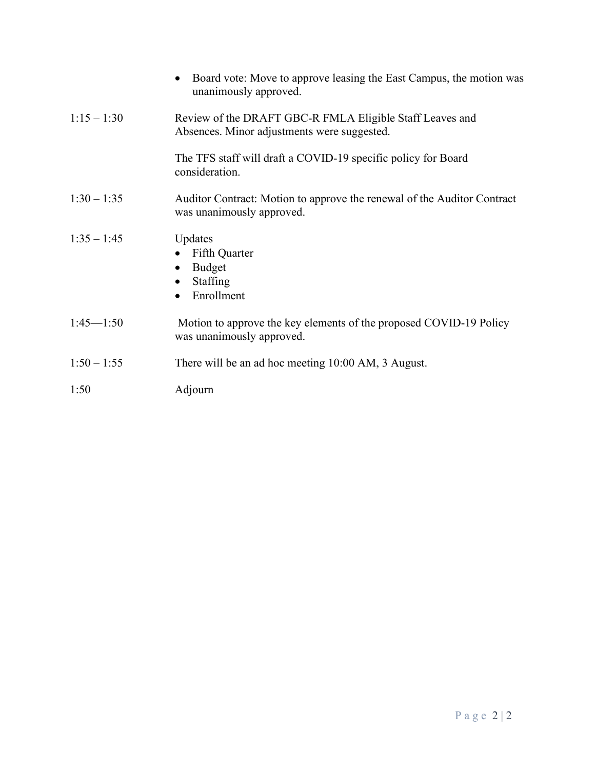- Board vote: Move to approve leasing the East Campus, the motion was unanimously approved.

| | |
|---|---|
| 1:15 – 1:30 | Review of the DRAFT GBC-R FMLA Eligible Staff Leaves and Absences. Minor adjustments were suggested.<br><br>The TFS staff will draft a COVID-19 specific policy for Board consideration. |
| 1:30 – 1:35 | Auditor Contract: Motion to approve the renewal of the Auditor Contract was unanimously approved. |
| 1:35 – 1:45 | Updates<br>• Fifth Quarter<br>• Budget<br>• Staffing<br>• Enrollment |
| 1:45—1:50 | Motion to approve the key elements of the proposed COVID-19 Policy was unanimously approved. |
| 1:50 – 1:55 | There will be an ad hoc meeting 10:00 AM, 3 August. |
| 1:50 | Adjourn |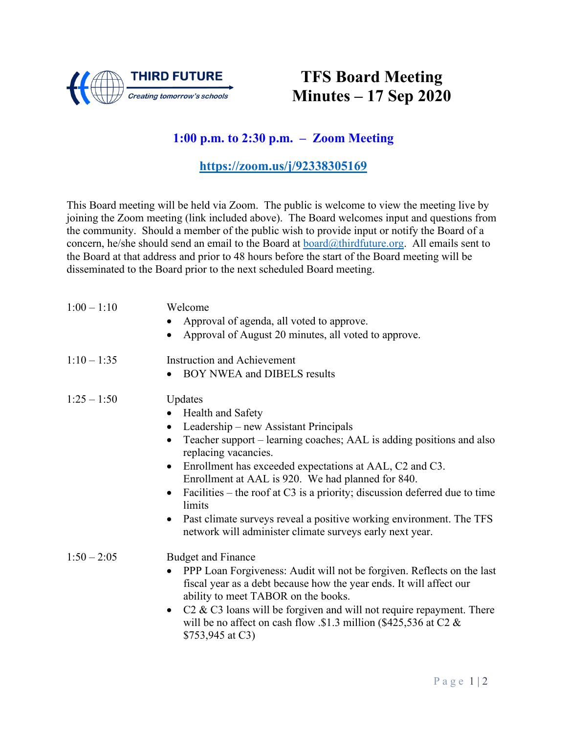THIRD FUTURE
*Creating tomorrow's schools*

# TFS Board Meeting Minutes – 17 Sep 2020

## 1:00 p.m. to 2:30 p.m. – Zoom Meeting

**https://zoom.us/j/92338305169**

This Board meeting will be held via Zoom. The public is welcome to view the meeting live by joining the Zoom meeting (link included above). The Board welcomes input and questions from the community. Should a member of the public wish to provide input or notify the Board of a concern, he/she should send an email to the Board at board@thirdfuture.org. All emails sent to the Board at that address and prior to 48 hours before the start of the Board meeting will be disseminated to the Board prior to the next scheduled Board meeting.

**1:00 – 1:10** Welcome

- Approval of agenda, all voted to approve.
- Approval of August 20 minutes, all voted to approve.

**1:10 – 1:35** Instruction and Achievement

- BOY NWEA and DIBELS results

**1:25 – 1:50** Updates

- Health and Safety
- Leadership – new Assistant Principals
- Teacher support – learning coaches; AAL is adding positions and also replacing vacancies.
- Enrollment has exceeded expectations at AAL, C2 and C3. Enrollment at AAL is 920. We had planned for 840.
- Facilities – the roof at C3 is a priority; discussion deferred due to time limits
- Past climate surveys reveal a positive working environment. The TFS network will administer climate surveys early next year.

**1:50 – 2:05** Budget and Finance

- PPP Loan Forgiveness: Audit will not be forgiven. Reflects on the last fiscal year as a debt because how the year ends. It will affect our ability to meet TABOR on the books.
- C2 & C3 loans will be forgiven and will not require repayment. There will be no affect on cash flow .$1.3 million ($425,536 at C2 & $753,945 at C3)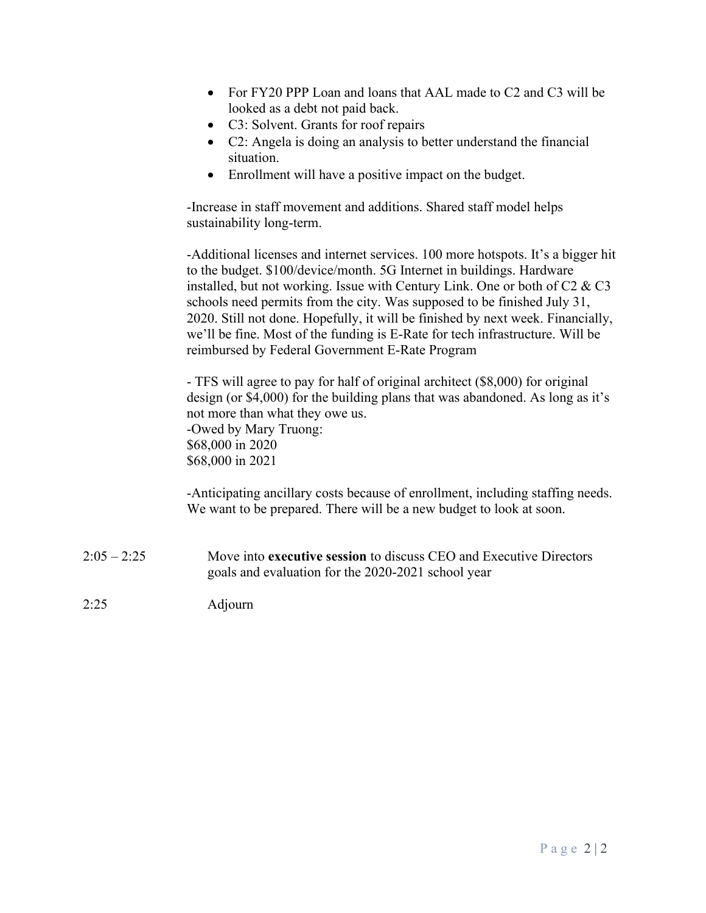- For FY20 PPP Loan and loans that AAL made to C2 and C3 will be looked as a debt not paid back.
- C3: Solvent. Grants for roof repairs
- C2: Angela is doing an analysis to better understand the financial situation.
- Enrollment will have a positive impact on the budget.

-Increase in staff movement and additions. Shared staff model helps sustainability long-term.

-Additional licenses and internet services. 100 more hotspots. It's a bigger hit to the budget. $100/device/month. 5G Internet in buildings. Hardware installed, but not working. Issue with Century Link. One or both of C2 & C3 schools need permits from the city. Was supposed to be finished July 31, 2020. Still not done. Hopefully, it will be finished by next week. Financially, we'll be fine. Most of the funding is E-Rate for tech infrastructure. Will be reimbursed by Federal Government E-Rate Program

- TFS will agree to pay for half of original architect ($8,000) for original design (or $4,000) for the building plans that was abandoned. As long as it's not more than what they owe us.
-Owed by Mary Truong:
$68,000 in 2020
$68,000 in 2021

-Anticipating ancillary costs because of enrollment, including staffing needs. We want to be prepared. There will be a new budget to look at soon.

2:05 – 2:25 Move into **executive session** to discuss CEO and Executive Directors goals and evaluation for the 2020-2021 school year

2:25 Adjourn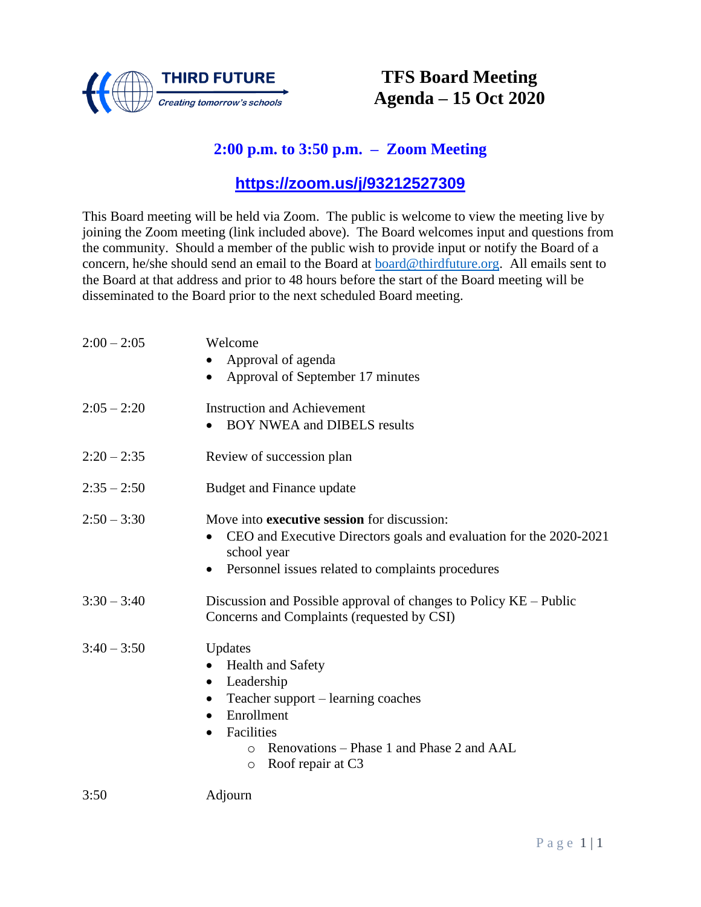THIRD FUTURE

*Creating tomorrow's schools*

# TFS Board Meeting
# Agenda – 15 Oct 2020

## 2:00 p.m. to 3:50 p.m. – Zoom Meeting

## https://zoom.us/j/93212527309

This Board meeting will be held via Zoom. The public is welcome to view the meeting live by joining the Zoom meeting (link included above). The Board welcomes input and questions from the community. Should a member of the public wish to provide input or notify the Board of a concern, he/she should send an email to the Board at board@thirdfuture.org. All emails sent to the Board at that address and prior to 48 hours before the start of the Board meeting will be disseminated to the Board prior to the next scheduled Board meeting.

| | |
|---|---|
| 2:00 – 2:05 | Welcome<br>• Approval of agenda<br>• Approval of September 17 minutes |
| 2:05 – 2:20 | Instruction and Achievement<br>• BOY NWEA and DIBELS results |
| 2:20 – 2:35 | Review of succession plan |
| 2:35 – 2:50 | Budget and Finance update |
| 2:50 – 3:30 | Move into **executive session** for discussion:<br>• CEO and Executive Directors goals and evaluation for the 2020-2021 school year<br>• Personnel issues related to complaints procedures |
| 3:30 – 3:40 | Discussion and Possible approval of changes to Policy KE – Public Concerns and Complaints (requested by CSI) |
| 3:40 – 3:50 | Updates<br>• Health and Safety<br>• Leadership<br>• Teacher support – learning coaches<br>• Enrollment<br>• Facilities<br>&nbsp;&nbsp;&nbsp;&nbsp;○ Renovations – Phase 1 and Phase 2 and AAL<br>&nbsp;&nbsp;&nbsp;&nbsp;○ Roof repair at C3 |
| 3:50 | Adjourn |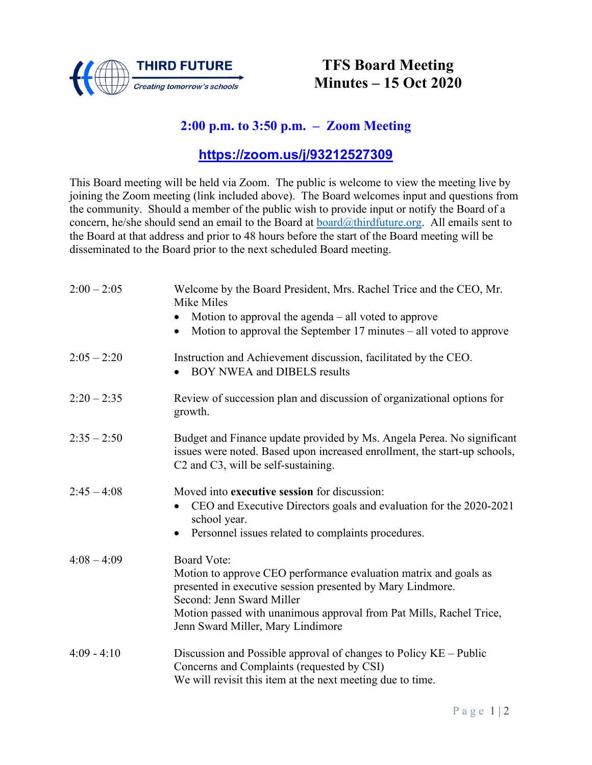THIRD FUTURE
Creating tomorrow's schools

# TFS Board Meeting Minutes – 15 Oct 2020

## 2:00 p.m. to 3:50 p.m. – Zoom Meeting

## https://zoom.us/j/93212527309

This Board meeting will be held via Zoom. The public is welcome to view the meeting live by joining the Zoom meeting (link included above). The Board welcomes input and questions from the community. Should a member of the public wish to provide input or notify the Board of a concern, he/she should send an email to the Board at board@thirdfuture.org. All emails sent to the Board at that address and prior to 48 hours before the start of the Board meeting will be disseminated to the Board prior to the next scheduled Board meeting.

| | |
|---|---|
| 2:00 – 2:05 | Welcome by the Board President, Mrs. Rachel Trice and the CEO, Mr. Mike Miles<br>• Motion to approval the agenda – all voted to approve<br>• Motion to approval the September 17 minutes – all voted to approve |
| 2:05 – 2:20 | Instruction and Achievement discussion, facilitated by the CEO.<br>• BOY NWEA and DIBELS results |
| 2:20 – 2:35 | Review of succession plan and discussion of organizational options for growth. |
| 2:35 – 2:50 | Budget and Finance update provided by Ms. Angela Perea. No significant issues were noted. Based upon increased enrollment, the start-up schools, C2 and C3, will be self-sustaining. |
| 2:45 – 4:08 | Moved into **executive session** for discussion:<br>• CEO and Executive Directors goals and evaluation for the 2020-2021 school year.<br>• Personnel issues related to complaints procedures. |
| 4:08 – 4:09 | Board Vote:<br>Motion to approve CEO performance evaluation matrix and goals as presented in executive session presented by Mary Lindmore.<br>Second: Jenn Sward Miller<br>Motion passed with unanimous approval from Pat Mills, Rachel Trice, Jenn Sward Miller, Mary Lindimore |
| 4:09 - 4:10 | Discussion and Possible approval of changes to Policy KE – Public Concerns and Complaints (requested by CSI)<br>We will revisit this item at the next meeting due to time. |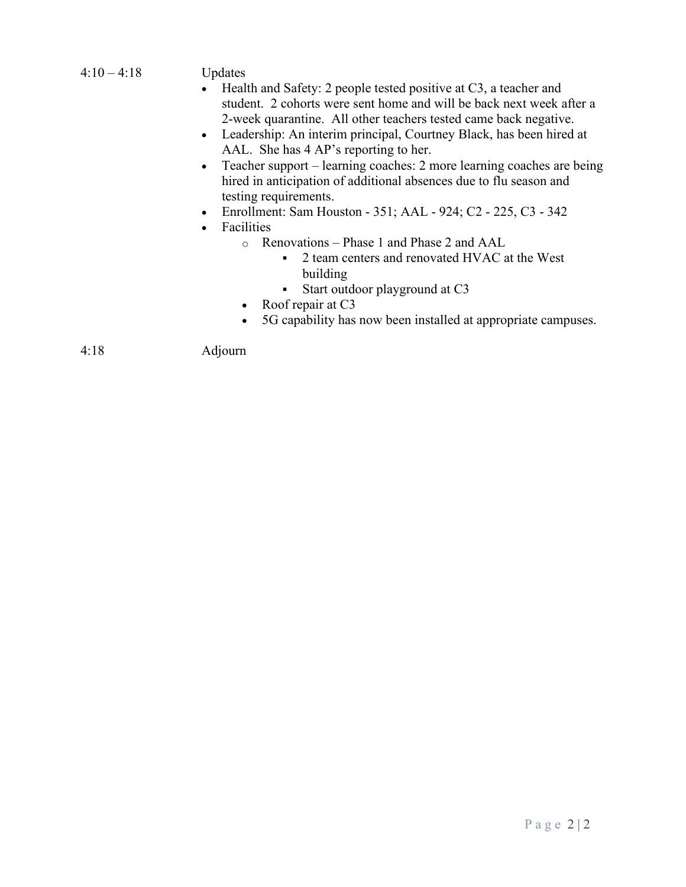4:10 – 4:18 Updates

- Health and Safety: 2 people tested positive at C3, a teacher and student. 2 cohorts were sent home and will be back next week after a 2-week quarantine. All other teachers tested came back negative.
- Leadership: An interim principal, Courtney Black, has been hired at AAL. She has 4 AP's reporting to her.
- Teacher support – learning coaches: 2 more learning coaches are being hired in anticipation of additional absences due to flu season and testing requirements.
- Enrollment: Sam Houston - 351; AAL - 924; C2 - 225, C3 - 342
- Facilities
  - Renovations – Phase 1 and Phase 2 and AAL
    - 2 team centers and renovated HVAC at the West building
    - Start outdoor playground at C3
  - Roof repair at C3
  - 5G capability has now been installed at appropriate campuses.

4:18 Adjourn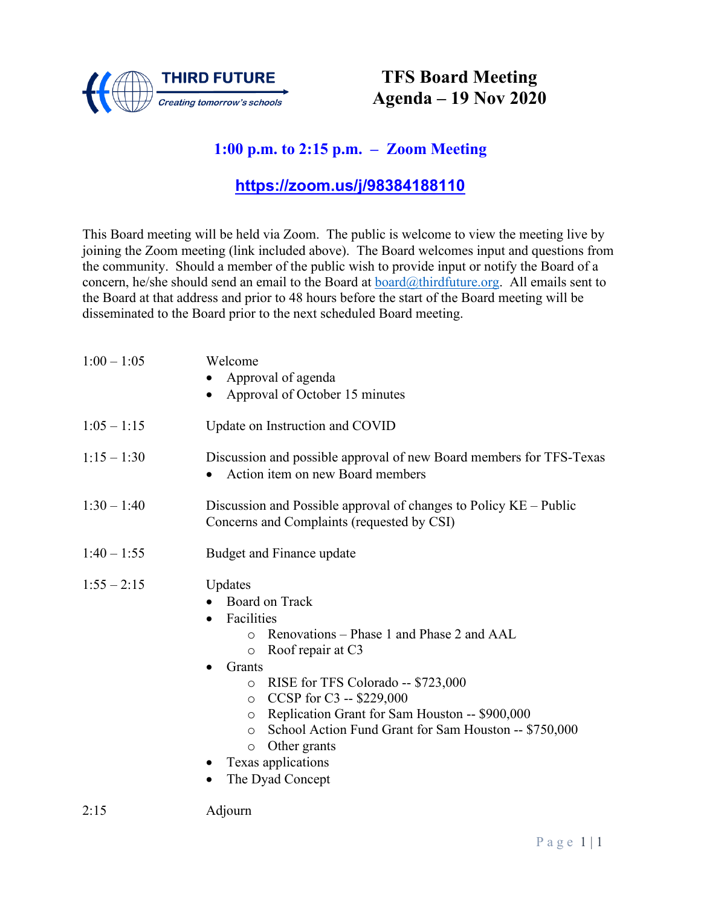THIRD FUTURE
*Creating tomorrow's schools*

# TFS Board Meeting
# Agenda – 19 Nov 2020

## 1:00 p.m. to 2:15 p.m. – Zoom Meeting

## https://zoom.us/j/98384188110

This Board meeting will be held via Zoom. The public is welcome to view the meeting live by joining the Zoom meeting (link included above). The Board welcomes input and questions from the community. Should a member of the public wish to provide input or notify the Board of a concern, he/she should send an email to the Board at board@thirdfuture.org. All emails sent to the Board at that address and prior to 48 hours before the start of the Board meeting will be disseminated to the Board prior to the next scheduled Board meeting.

1:00 – 1:05 Welcome
- Approval of agenda
- Approval of October 15 minutes

1:05 – 1:15 Update on Instruction and COVID

1:15 – 1:30 Discussion and possible approval of new Board members for TFS-Texas
- Action item on new Board members

1:30 – 1:40 Discussion and Possible approval of changes to Policy KE – Public Concerns and Complaints (requested by CSI)

1:40 – 1:55 Budget and Finance update

1:55 – 2:15 Updates
- Board on Track
- Facilities
  - Renovations – Phase 1 and Phase 2 and AAL
  - Roof repair at C3
- Grants
  - RISE for TFS Colorado -- $723,000
  - CCSP for C3 -- $229,000
  - Replication Grant for Sam Houston -- $900,000
  - School Action Fund Grant for Sam Houston -- $750,000
  - Other grants
- Texas applications
- The Dyad Concept

2:15 Adjourn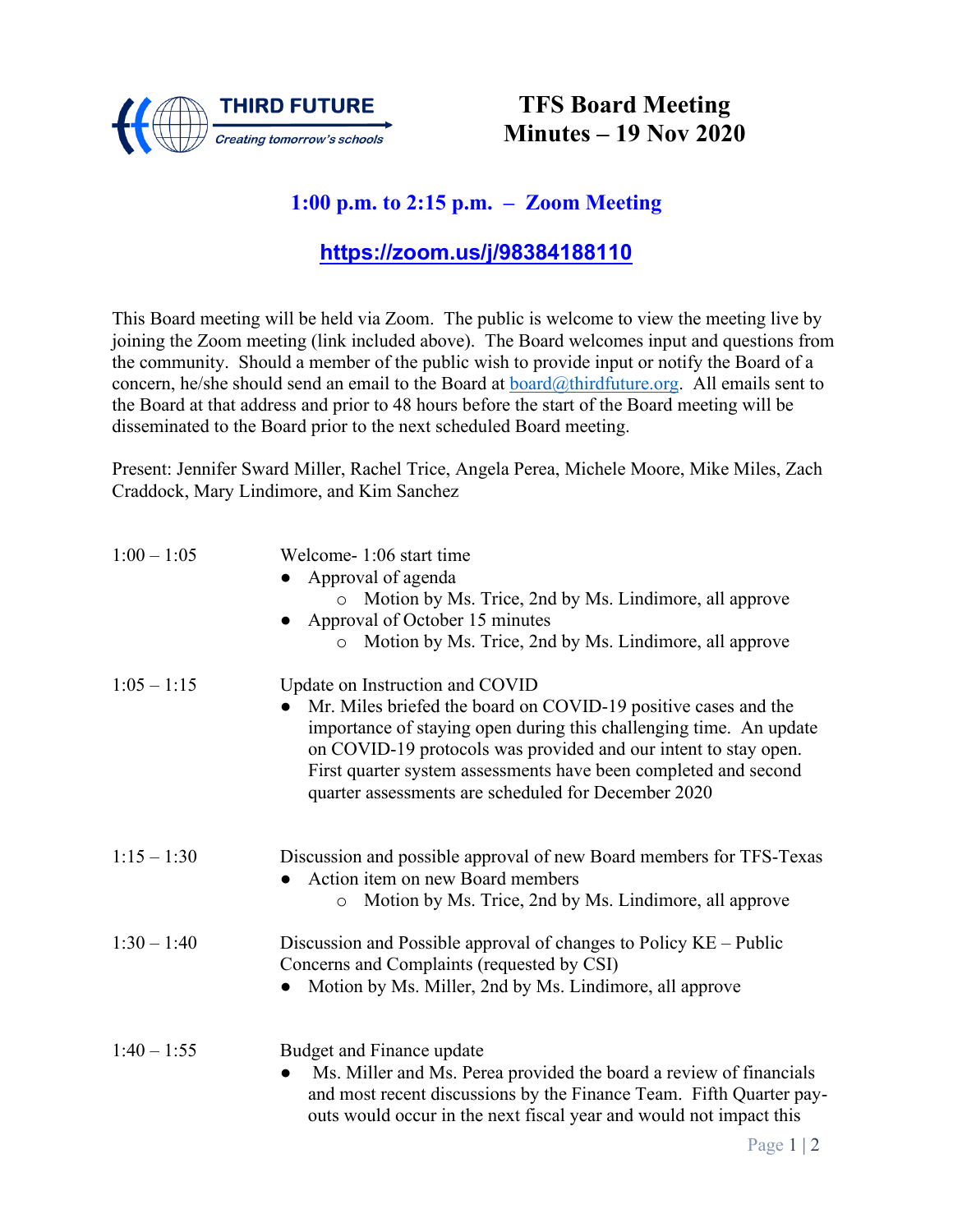THIRD FUTURE
*Creating tomorrow's schools*

# TFS Board Meeting Minutes – 19 Nov 2020

## 1:00 p.m. to 2:15 p.m. – Zoom Meeting

**https://zoom.us/j/98384188110**

This Board meeting will be held via Zoom. The public is welcome to view the meeting live by joining the Zoom meeting (link included above). The Board welcomes input and questions from the community. Should a member of the public wish to provide input or notify the Board of a concern, he/she should send an email to the Board at board@thirdfuture.org. All emails sent to the Board at that address and prior to 48 hours before the start of the Board meeting will be disseminated to the Board prior to the next scheduled Board meeting.

Present: Jennifer Sward Miller, Rachel Trice, Angela Perea, Michele Moore, Mike Miles, Zach Craddock, Mary Lindimore, and Kim Sanchez

**1:00 – 1:05** — Welcome- 1:06 start time
- Approval of agenda
  - Motion by Ms. Trice, 2nd by Ms. Lindimore, all approve
- Approval of October 15 minutes
  - Motion by Ms. Trice, 2nd by Ms. Lindimore, all approve

**1:05 – 1:15** — Update on Instruction and COVID
- Mr. Miles briefed the board on COVID-19 positive cases and the importance of staying open during this challenging time. An update on COVID-19 protocols was provided and our intent to stay open. First quarter system assessments have been completed and second quarter assessments are scheduled for December 2020

**1:15 – 1:30** — Discussion and possible approval of new Board members for TFS-Texas
- Action item on new Board members
  - Motion by Ms. Trice, 2nd by Ms. Lindimore, all approve

**1:30 – 1:40** — Discussion and Possible approval of changes to Policy KE – Public Concerns and Complaints (requested by CSI)
- Motion by Ms. Miller, 2nd by Ms. Lindimore, all approve

**1:40 – 1:55** — Budget and Finance update
- Ms. Miller and Ms. Perea provided the board a review of financials and most recent discussions by the Finance Team. Fifth Quarter pay-outs would occur in the next fiscal year and would not impact this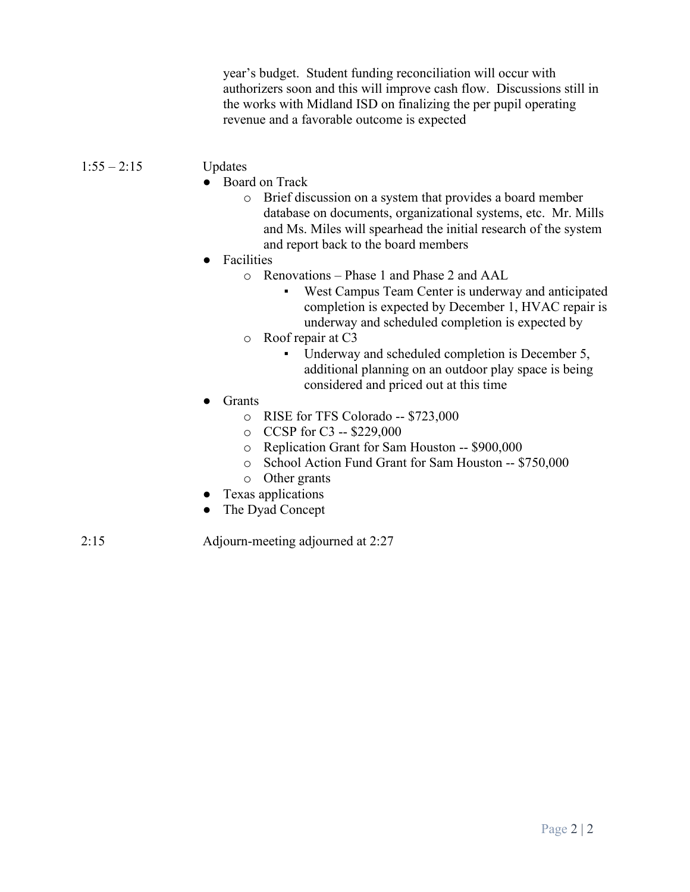year's budget. Student funding reconciliation will occur with authorizers soon and this will improve cash flow. Discussions still in the works with Midland ISD on finalizing the per pupil operating revenue and a favorable outcome is expected

1:55 – 2:15 Updates

- Board on Track
  - Brief discussion on a system that provides a board member database on documents, organizational systems, etc. Mr. Mills and Ms. Miles will spearhead the initial research of the system and report back to the board members
- Facilities
  - Renovations – Phase 1 and Phase 2 and AAL
    - West Campus Team Center is underway and anticipated completion is expected by December 1, HVAC repair is underway and scheduled completion is expected by
  - Roof repair at C3
    - Underway and scheduled completion is December 5, additional planning on an outdoor play space is being considered and priced out at this time
- Grants
  - RISE for TFS Colorado -- $723,000
  - CCSP for C3 -- $229,000
  - Replication Grant for Sam Houston -- $900,000
  - School Action Fund Grant for Sam Houston -- $750,000
  - Other grants
- Texas applications
- The Dyad Concept

2:15 Adjourn-meeting adjourned at 2:27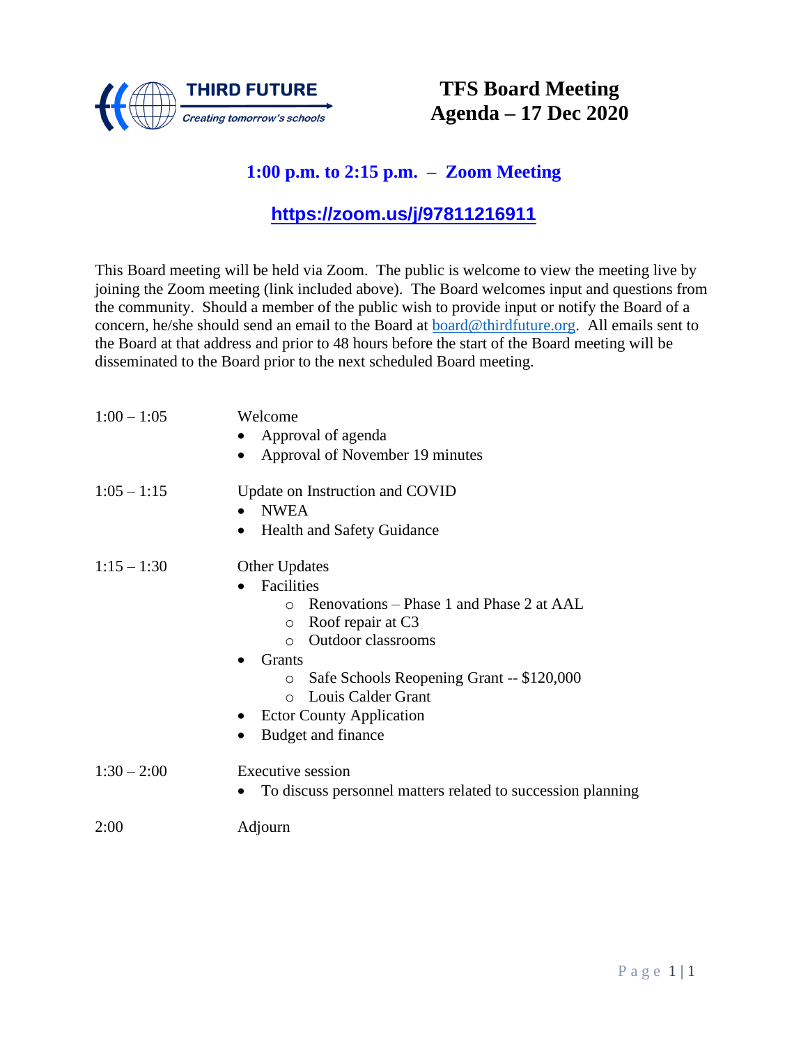THIRD FUTURE

*Creating tomorrow's schools*

# TFS Board Meeting
# Agenda – 17 Dec 2020

## 1:00 p.m. to 2:15 p.m. – Zoom Meeting

## https://zoom.us/j/97811216911

This Board meeting will be held via Zoom. The public is welcome to view the meeting live by joining the Zoom meeting (link included above). The Board welcomes input and questions from the community. Should a member of the public wish to provide input or notify the Board of a concern, he/she should send an email to the Board at board@thirdfuture.org. All emails sent to the Board at that address and prior to 48 hours before the start of the Board meeting will be disseminated to the Board prior to the next scheduled Board meeting.

| | |
|---|---|
| 1:00 – 1:05 | Welcome<br>• Approval of agenda<br>• Approval of November 19 minutes |
| 1:05 – 1:15 | Update on Instruction and COVID<br>• NWEA<br>• Health and Safety Guidance |
| 1:15 – 1:30 | Other Updates<br>• Facilities<br>&nbsp;&nbsp;&nbsp;&nbsp;○ Renovations – Phase 1 and Phase 2 at AAL<br>&nbsp;&nbsp;&nbsp;&nbsp;○ Roof repair at C3<br>&nbsp;&nbsp;&nbsp;&nbsp;○ Outdoor classrooms<br>• Grants<br>&nbsp;&nbsp;&nbsp;&nbsp;○ Safe Schools Reopening Grant -- $120,000<br>&nbsp;&nbsp;&nbsp;&nbsp;○ Louis Calder Grant<br>• Ector County Application<br>• Budget and finance |
| 1:30 – 2:00 | Executive session<br>• To discuss personnel matters related to succession planning |
| 2:00 | Adjourn |